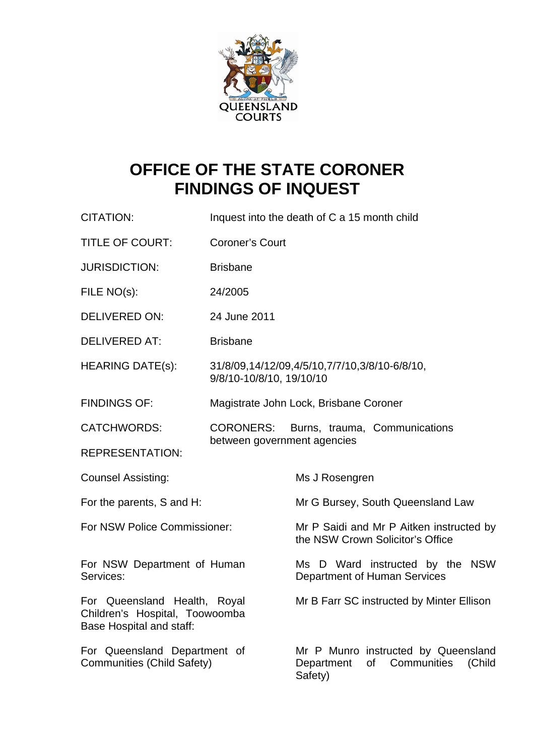# OFFICE OF THE STATE CORONER FINDINGS OF INQUEST

| | |
|---|---|
| CITATION: | Inquest into the death of C a 15 month child |
| TITLE OF COURT: | Coroner's Court |
| JURISDICTION: | Brisbane |
| FILE NO(s): | 24/2005 |
| DELIVERED ON: | 24 June 2011 |
| DELIVERED AT: | Brisbane |
| HEARING DATE(s): | 31/8/09,14/12/09,4/5/10,7/7/10,3/8/10-6/8/10, 9/8/10-10/8/10, 19/10/10 |
| FINDINGS OF: | Magistrate John Lock, Brisbane Coroner |
| CATCHWORDS: | CORONERS: Burns, trauma, Communications between government agencies |

REPRESENTATION:

| | |
|---|---|
| Counsel Assisting: | Ms J Rosengren |
| For the parents, S and H: | Mr G Bursey, South Queensland Law |
| For NSW Police Commissioner: | Mr P Saidi and Mr P Aitken instructed by the NSW Crown Solicitor's Office |
| For NSW Department of Human Services: | Ms D Ward instructed by the NSW Department of Human Services |
| For Queensland Health, Royal Children's Hospital, Toowoomba Base Hospital and staff: | Mr B Farr SC instructed by Minter Ellison |
| For Queensland Department of Communities (Child Safety) | Mr P Munro instructed by Queensland Department of Communities (Child Safety) |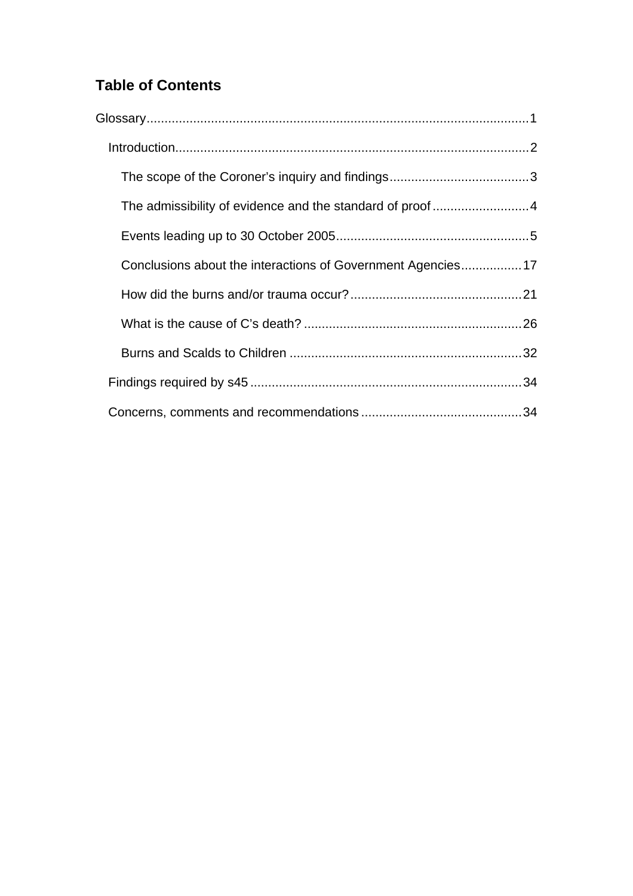## Table of Contents

Glossary ... 1

- Introduction ... 2
  - The scope of the Coroner's inquiry and findings ... 3
  - The admissibility of evidence and the standard of proof ... 4
  - Events leading up to 30 October 2005 ... 5
  - Conclusions about the interactions of Government Agencies ... 17
  - How did the burns and/or trauma occur? ... 21
  - What is the cause of C's death? ... 26
  - Burns and Scalds to Children ... 32
- Findings required by s45 ... 34
- Concerns, comments and recommendations ... 34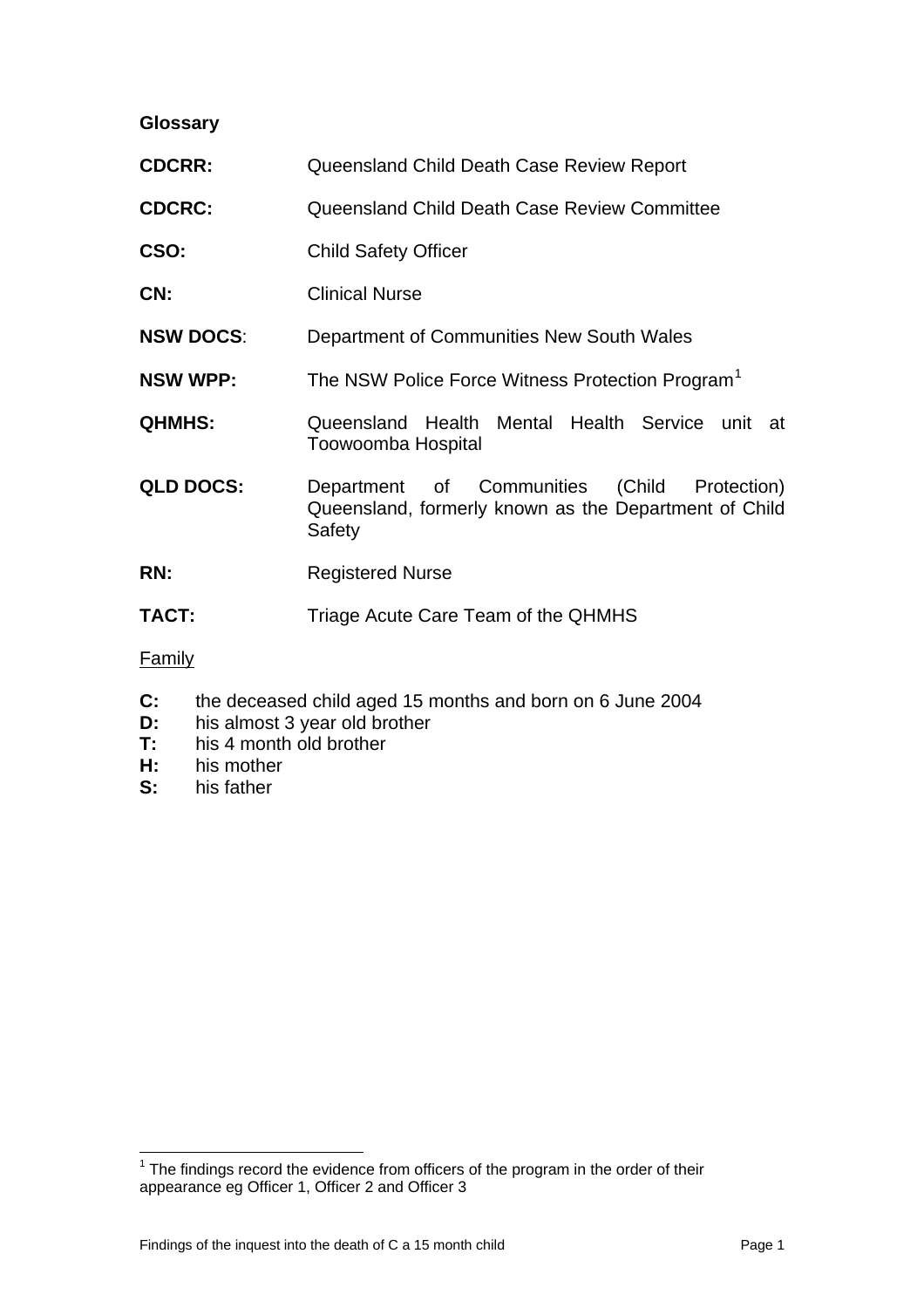**Glossary**

| | |
|---|---|
| **CDCRR:** | Queensland Child Death Case Review Report |
| **CDCRC:** | Queensland Child Death Case Review Committee |
| **CSO:** | Child Safety Officer |
| **CN:** | Clinical Nurse |
| **NSW DOCS**: | Department of Communities New South Wales |
| **NSW WPP:** | The NSW Police Force Witness Protection Program[1] |
| **QHMHS:** | Queensland Health Mental Health Service unit at Toowoomba Hospital |
| **QLD DOCS:** | Department of Communities (Child Protection) Queensland, formerly known as the Department of Child Safety |
| **RN:** | Registered Nurse |
| **TACT:** | Triage Acute Care Team of the QHMHS |

<u>Family</u>

**C:** the deceased child aged 15 months and born on 6 June 2004
**D:** his almost 3 year old brother
**T:** his 4 month old brother
**H:** his mother
**S:** his father

[1] The findings record the evidence from officers of the program in the order of their appearance eg Officer 1, Officer 2 and Officer 3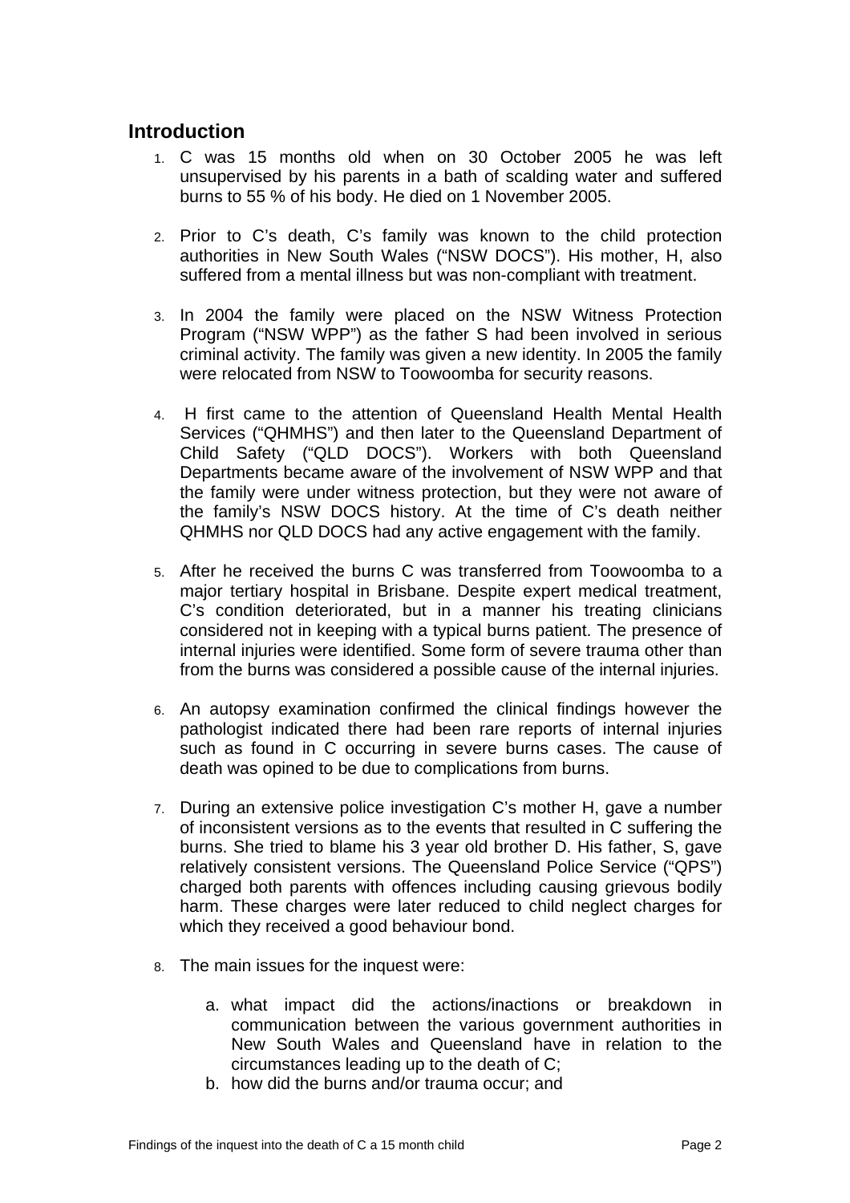## Introduction

1. C was 15 months old when on 30 October 2005 he was left unsupervised by his parents in a bath of scalding water and suffered burns to 55 % of his body. He died on 1 November 2005.

2. Prior to C's death, C's family was known to the child protection authorities in New South Wales ("NSW DOCS"). His mother, H, also suffered from a mental illness but was non-compliant with treatment.

3. In 2004 the family were placed on the NSW Witness Protection Program ("NSW WPP") as the father S had been involved in serious criminal activity. The family was given a new identity. In 2005 the family were relocated from NSW to Toowoomba for security reasons.

4. H first came to the attention of Queensland Health Mental Health Services ("QHMHS") and then later to the Queensland Department of Child Safety ("QLD DOCS"). Workers with both Queensland Departments became aware of the involvement of NSW WPP and that the family were under witness protection, but they were not aware of the family's NSW DOCS history. At the time of C's death neither QHMHS nor QLD DOCS had any active engagement with the family.

5. After he received the burns C was transferred from Toowoomba to a major tertiary hospital in Brisbane. Despite expert medical treatment, C's condition deteriorated, but in a manner his treating clinicians considered not in keeping with a typical burns patient. The presence of internal injuries were identified. Some form of severe trauma other than from the burns was considered a possible cause of the internal injuries.

6. An autopsy examination confirmed the clinical findings however the pathologist indicated there had been rare reports of internal injuries such as found in C occurring in severe burns cases. The cause of death was opined to be due to complications from burns.

7. During an extensive police investigation C's mother H, gave a number of inconsistent versions as to the events that resulted in C suffering the burns. She tried to blame his 3 year old brother D. His father, S, gave relatively consistent versions. The Queensland Police Service ("QPS") charged both parents with offences including causing grievous bodily harm. These charges were later reduced to child neglect charges for which they received a good behaviour bond.

8. The main issues for the inquest were:

    a. what impact did the actions/inactions or breakdown in communication between the various government authorities in New South Wales and Queensland have in relation to the circumstances leading up to the death of C;
    b. how did the burns and/or trauma occur; and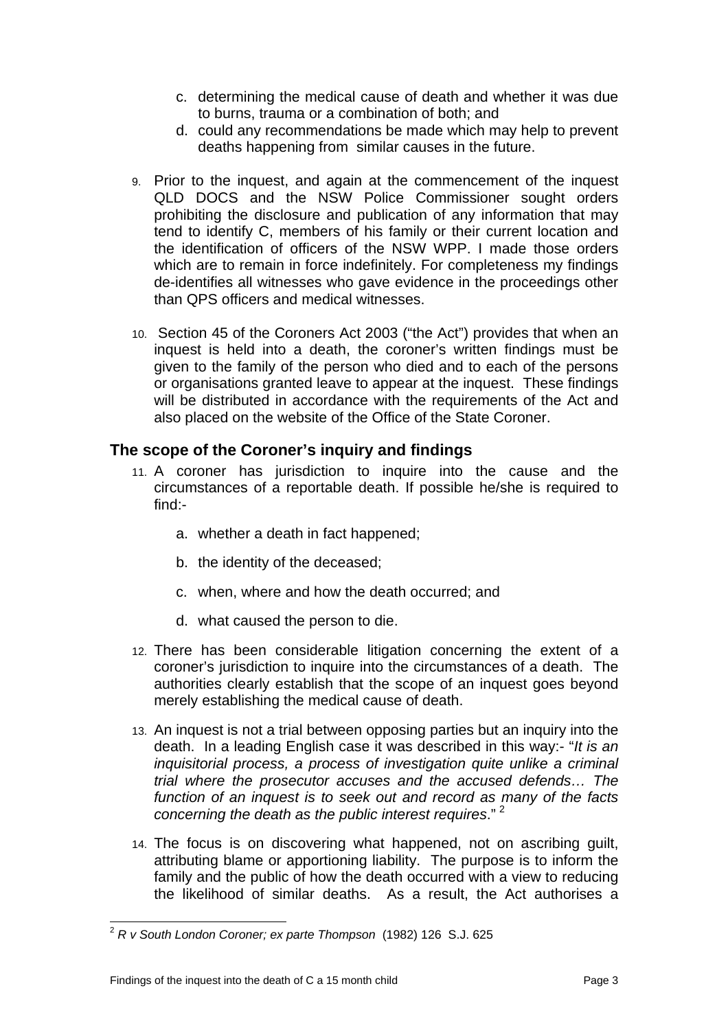c. determining the medical cause of death and whether it was due to burns, trauma or a combination of both; and
d. could any recommendations be made which may help to prevent deaths happening from similar causes in the future.

9. Prior to the inquest, and again at the commencement of the inquest QLD DOCS and the NSW Police Commissioner sought orders prohibiting the disclosure and publication of any information that may tend to identify C, members of his family or their current location and the identification of officers of the NSW WPP. I made those orders which are to remain in force indefinitely. For completeness my findings de-identifies all witnesses who gave evidence in the proceedings other than QPS officers and medical witnesses.

10. Section 45 of the Coroners Act 2003 ("the Act") provides that when an inquest is held into a death, the coroner's written findings must be given to the family of the person who died and to each of the persons or organisations granted leave to appear at the inquest. These findings will be distributed in accordance with the requirements of the Act and also placed on the website of the Office of the State Coroner.

## The scope of the Coroner's inquiry and findings

11. A coroner has jurisdiction to inquire into the cause and the circumstances of a reportable death. If possible he/she is required to find:-

    a. whether a death in fact happened;

    b. the identity of the deceased;

    c. when, where and how the death occurred; and

    d. what caused the person to die.

12. There has been considerable litigation concerning the extent of a coroner's jurisdiction to inquire into the circumstances of a death. The authorities clearly establish that the scope of an inquest goes beyond merely establishing the medical cause of death.

13. An inquest is not a trial between opposing parties but an inquiry into the death. In a leading English case it was described in this way:- "*It is an inquisitorial process, a process of investigation quite unlike a criminal trial where the prosecutor accuses and the accused defends… The function of an inquest is to seek out and record as many of the facts concerning the death as the public interest requires*." [2]

14. The focus is on discovering what happened, not on ascribing guilt, attributing blame or apportioning liability. The purpose is to inform the family and the public of how the death occurred with a view to reducing the likelihood of similar deaths. As a result, the Act authorises a

---

[2] *R v South London Coroner; ex parte Thompson* (1982) 126 S.J. 625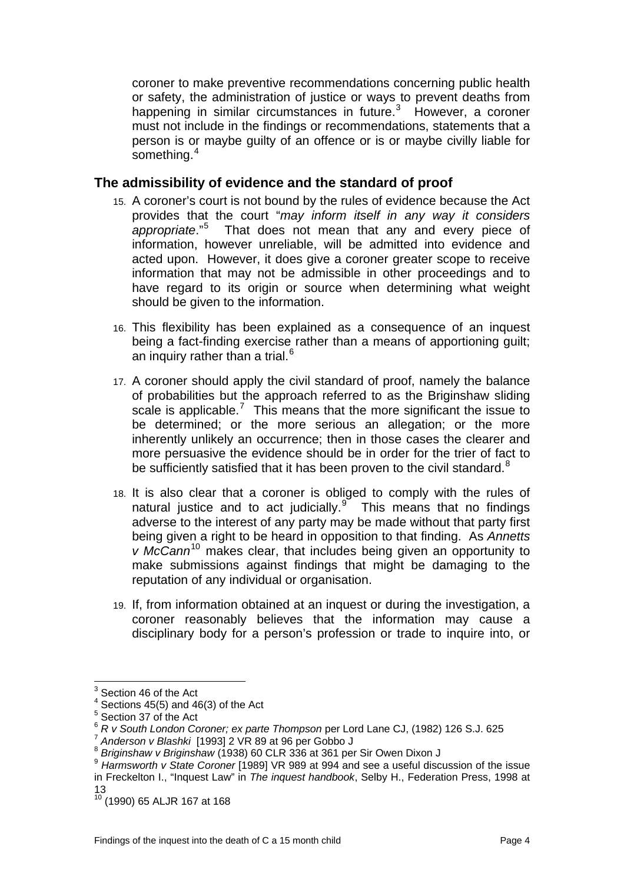coroner to make preventive recommendations concerning public health or safety, the administration of justice or ways to prevent deaths from happening in similar circumstances in future.[3] However, a coroner must not include in the findings or recommendations, statements that a person is or maybe guilty of an offence or is or maybe civilly liable for something.[4]

## The admissibility of evidence and the standard of proof

15. A coroner's court is not bound by the rules of evidence because the Act provides that the court "*may inform itself in any way it considers appropriate*."[5] That does not mean that any and every piece of information, however unreliable, will be admitted into evidence and acted upon. However, it does give a coroner greater scope to receive information that may not be admissible in other proceedings and to have regard to its origin or source when determining what weight should be given to the information.

16. This flexibility has been explained as a consequence of an inquest being a fact-finding exercise rather than a means of apportioning guilt; an inquiry rather than a trial.[6]

17. A coroner should apply the civil standard of proof, namely the balance of probabilities but the approach referred to as the Briginshaw sliding scale is applicable.[7] This means that the more significant the issue to be determined; or the more serious an allegation; or the more inherently unlikely an occurrence; then in those cases the clearer and more persuasive the evidence should be in order for the trier of fact to be sufficiently satisfied that it has been proven to the civil standard.[8]

18. It is also clear that a coroner is obliged to comply with the rules of natural justice and to act judicially.[9] This means that no findings adverse to the interest of any party may be made without that party first being given a right to be heard in opposition to that finding. As *Annetts v McCann*[10] makes clear, that includes being given an opportunity to make submissions against findings that might be damaging to the reputation of any individual or organisation.

19. If, from information obtained at an inquest or during the investigation, a coroner reasonably believes that the information may cause a disciplinary body for a person's profession or trade to inquire into, or

---

[3] Section 46 of the Act

[4] Sections 45(5) and 46(3) of the Act

[5] Section 37 of the Act

[6] *R v South London Coroner; ex parte Thompson* per Lord Lane CJ, (1982) 126 S.J. 625

[7] *Anderson v Blashki* [1993] 2 VR 89 at 96 per Gobbo J

[8] *Briginshaw v Briginshaw* (1938) 60 CLR 336 at 361 per Sir Owen Dixon J

[9] *Harmsworth v State Coroner* [1989] VR 989 at 994 and see a useful discussion of the issue in Freckelton I., "Inquest Law" in *The inquest handbook*, Selby H., Federation Press, 1998 at 13

[10] (1990) 65 ALJR 167 at 168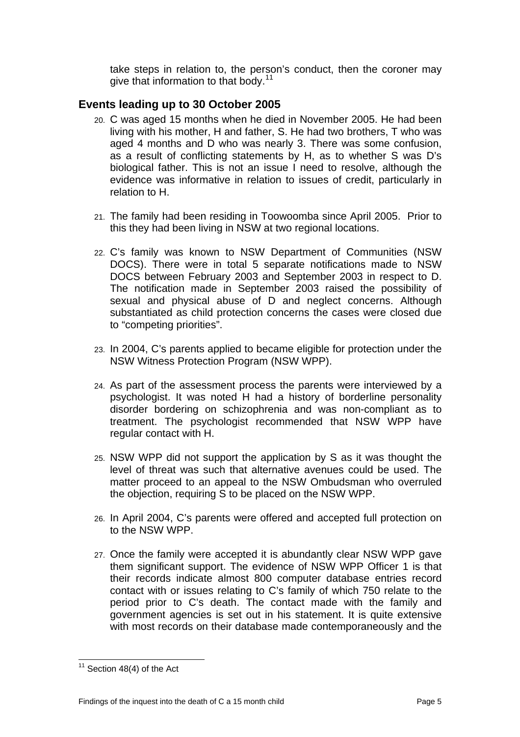take steps in relation to, the person's conduct, then the coroner may give that information to that body.[11]

## Events leading up to 30 October 2005

20. C was aged 15 months when he died in November 2005. He had been living with his mother, H and father, S. He had two brothers, T who was aged 4 months and D who was nearly 3. There was some confusion, as a result of conflicting statements by H, as to whether S was D's biological father. This is not an issue I need to resolve, although the evidence was informative in relation to issues of credit, particularly in relation to H.

21. The family had been residing in Toowoomba since April 2005. Prior to this they had been living in NSW at two regional locations.

22. C's family was known to NSW Department of Communities (NSW DOCS). There were in total 5 separate notifications made to NSW DOCS between February 2003 and September 2003 in respect to D. The notification made in September 2003 raised the possibility of sexual and physical abuse of D and neglect concerns. Although substantiated as child protection concerns the cases were closed due to "competing priorities".

23. In 2004, C's parents applied to became eligible for protection under the NSW Witness Protection Program (NSW WPP).

24. As part of the assessment process the parents were interviewed by a psychologist. It was noted H had a history of borderline personality disorder bordering on schizophrenia and was non-compliant as to treatment. The psychologist recommended that NSW WPP have regular contact with H.

25. NSW WPP did not support the application by S as it was thought the level of threat was such that alternative avenues could be used. The matter proceed to an appeal to the NSW Ombudsman who overruled the objection, requiring S to be placed on the NSW WPP.

26. In April 2004, C's parents were offered and accepted full protection on to the NSW WPP.

27. Once the family were accepted it is abundantly clear NSW WPP gave them significant support. The evidence of NSW WPP Officer 1 is that their records indicate almost 800 computer database entries record contact with or issues relating to C's family of which 750 relate to the period prior to C's death. The contact made with the family and government agencies is set out in his statement. It is quite extensive with most records on their database made contemporaneously and the

---

[11] Section 48(4) of the Act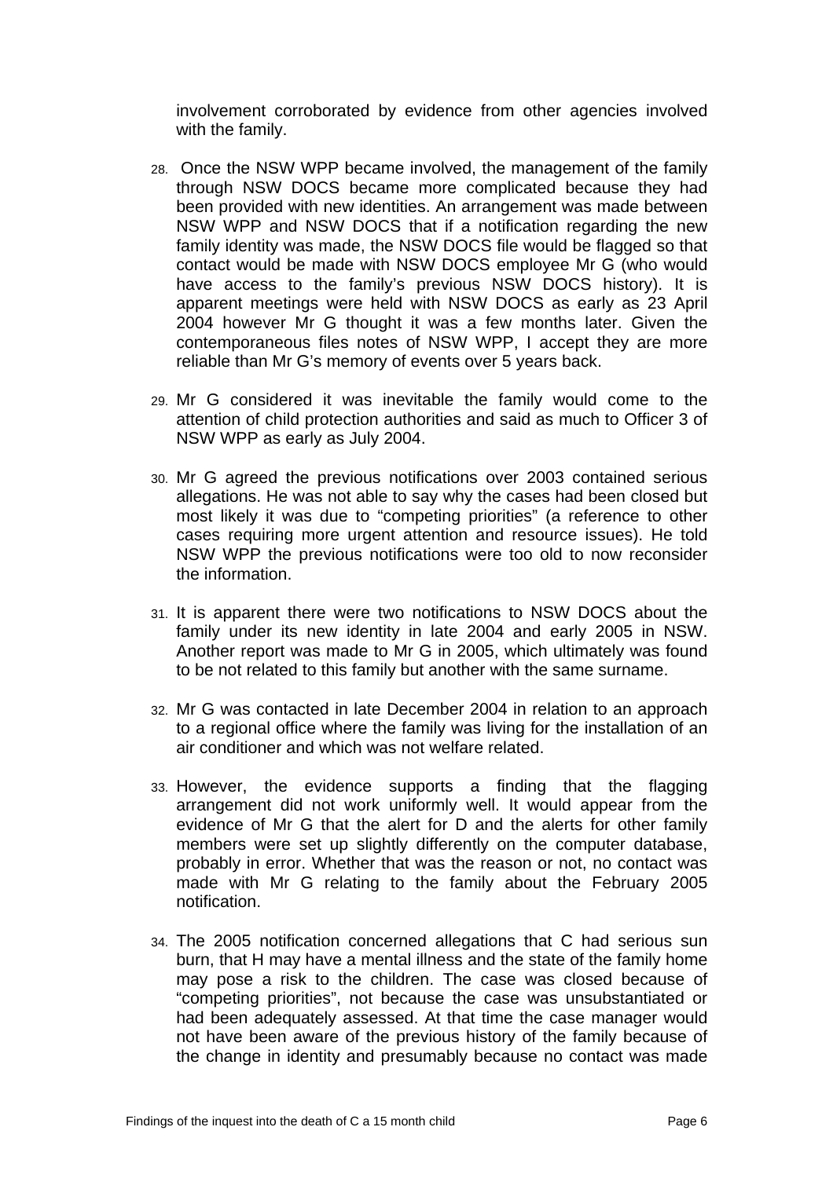involvement corroborated by evidence from other agencies involved with the family.

28. Once the NSW WPP became involved, the management of the family through NSW DOCS became more complicated because they had been provided with new identities. An arrangement was made between NSW WPP and NSW DOCS that if a notification regarding the new family identity was made, the NSW DOCS file would be flagged so that contact would be made with NSW DOCS employee Mr G (who would have access to the family's previous NSW DOCS history). It is apparent meetings were held with NSW DOCS as early as 23 April 2004 however Mr G thought it was a few months later. Given the contemporaneous files notes of NSW WPP, I accept they are more reliable than Mr G's memory of events over 5 years back.

29. Mr G considered it was inevitable the family would come to the attention of child protection authorities and said as much to Officer 3 of NSW WPP as early as July 2004.

30. Mr G agreed the previous notifications over 2003 contained serious allegations. He was not able to say why the cases had been closed but most likely it was due to "competing priorities" (a reference to other cases requiring more urgent attention and resource issues). He told NSW WPP the previous notifications were too old to now reconsider the information.

31. It is apparent there were two notifications to NSW DOCS about the family under its new identity in late 2004 and early 2005 in NSW. Another report was made to Mr G in 2005, which ultimately was found to be not related to this family but another with the same surname.

32. Mr G was contacted in late December 2004 in relation to an approach to a regional office where the family was living for the installation of an air conditioner and which was not welfare related.

33. However, the evidence supports a finding that the flagging arrangement did not work uniformly well. It would appear from the evidence of Mr G that the alert for D and the alerts for other family members were set up slightly differently on the computer database, probably in error. Whether that was the reason or not, no contact was made with Mr G relating to the family about the February 2005 notification.

34. The 2005 notification concerned allegations that C had serious sun burn, that H may have a mental illness and the state of the family home may pose a risk to the children. The case was closed because of "competing priorities", not because the case was unsubstantiated or had been adequately assessed. At that time the case manager would not have been aware of the previous history of the family because of the change in identity and presumably because no contact was made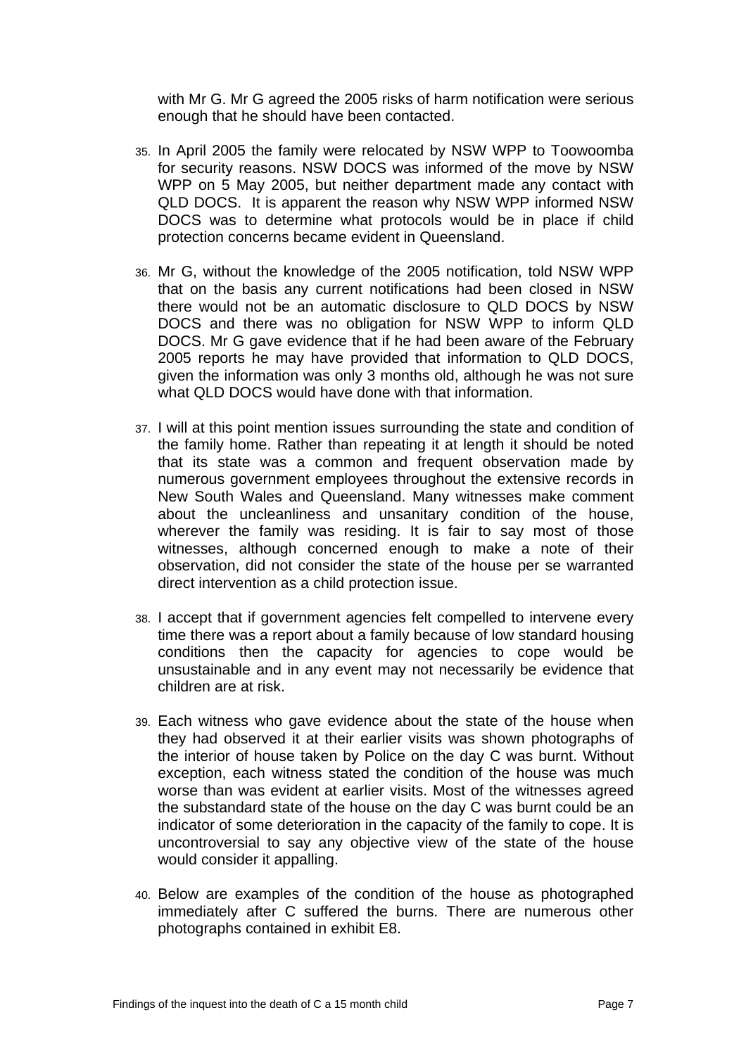with Mr G. Mr G agreed the 2005 risks of harm notification were serious enough that he should have been contacted.

35. In April 2005 the family were relocated by NSW WPP to Toowoomba for security reasons. NSW DOCS was informed of the move by NSW WPP on 5 May 2005, but neither department made any contact with QLD DOCS. It is apparent the reason why NSW WPP informed NSW DOCS was to determine what protocols would be in place if child protection concerns became evident in Queensland.

36. Mr G, without the knowledge of the 2005 notification, told NSW WPP that on the basis any current notifications had been closed in NSW there would not be an automatic disclosure to QLD DOCS by NSW DOCS and there was no obligation for NSW WPP to inform QLD DOCS. Mr G gave evidence that if he had been aware of the February 2005 reports he may have provided that information to QLD DOCS, given the information was only 3 months old, although he was not sure what QLD DOCS would have done with that information.

37. I will at this point mention issues surrounding the state and condition of the family home. Rather than repeating it at length it should be noted that its state was a common and frequent observation made by numerous government employees throughout the extensive records in New South Wales and Queensland. Many witnesses make comment about the uncleanliness and unsanitary condition of the house, wherever the family was residing. It is fair to say most of those witnesses, although concerned enough to make a note of their observation, did not consider the state of the house per se warranted direct intervention as a child protection issue.

38. I accept that if government agencies felt compelled to intervene every time there was a report about a family because of low standard housing conditions then the capacity for agencies to cope would be unsustainable and in any event may not necessarily be evidence that children are at risk.

39. Each witness who gave evidence about the state of the house when they had observed it at their earlier visits was shown photographs of the interior of house taken by Police on the day C was burnt. Without exception, each witness stated the condition of the house was much worse than was evident at earlier visits. Most of the witnesses agreed the substandard state of the house on the day C was burnt could be an indicator of some deterioration in the capacity of the family to cope. It is uncontroversial to say any objective view of the state of the house would consider it appalling.

40. Below are examples of the condition of the house as photographed immediately after C suffered the burns. There are numerous other photographs contained in exhibit E8.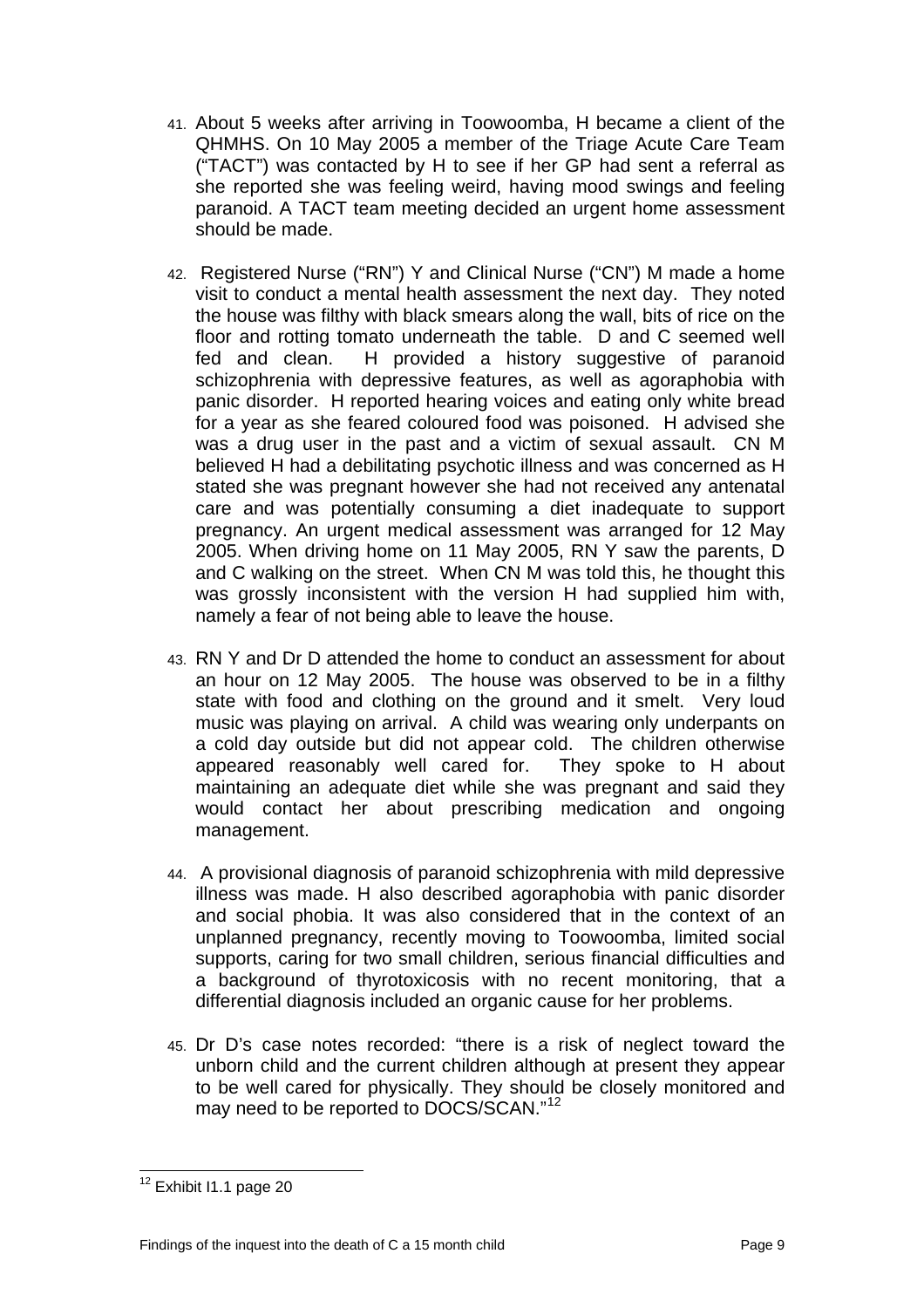41. About 5 weeks after arriving in Toowoomba, H became a client of the QHMHS. On 10 May 2005 a member of the Triage Acute Care Team ("TACT") was contacted by H to see if her GP had sent a referral as she reported she was feeling weird, having mood swings and feeling paranoid. A TACT team meeting decided an urgent home assessment should be made.

42. Registered Nurse ("RN") Y and Clinical Nurse ("CN") M made a home visit to conduct a mental health assessment the next day. They noted the house was filthy with black smears along the wall, bits of rice on the floor and rotting tomato underneath the table. D and C seemed well fed and clean. H provided a history suggestive of paranoid schizophrenia with depressive features, as well as agoraphobia with panic disorder. H reported hearing voices and eating only white bread for a year as she feared coloured food was poisoned. H advised she was a drug user in the past and a victim of sexual assault. CN M believed H had a debilitating psychotic illness and was concerned as H stated she was pregnant however she had not received any antenatal care and was potentially consuming a diet inadequate to support pregnancy. An urgent medical assessment was arranged for 12 May 2005. When driving home on 11 May 2005, RN Y saw the parents, D and C walking on the street. When CN M was told this, he thought this was grossly inconsistent with the version H had supplied him with, namely a fear of not being able to leave the house.

43. RN Y and Dr D attended the home to conduct an assessment for about an hour on 12 May 2005. The house was observed to be in a filthy state with food and clothing on the ground and it smelt. Very loud music was playing on arrival. A child was wearing only underpants on a cold day outside but did not appear cold. The children otherwise appeared reasonably well cared for. They spoke to H about maintaining an adequate diet while she was pregnant and said they would contact her about prescribing medication and ongoing management.

44. A provisional diagnosis of paranoid schizophrenia with mild depressive illness was made. H also described agoraphobia with panic disorder and social phobia. It was also considered that in the context of an unplanned pregnancy, recently moving to Toowoomba, limited social supports, caring for two small children, serious financial difficulties and a background of thyrotoxicosis with no recent monitoring, that a differential diagnosis included an organic cause for her problems.

45. Dr D's case notes recorded: "there is a risk of neglect toward the unborn child and the current children although at present they appear to be well cared for physically. They should be closely monitored and may need to be reported to DOCS/SCAN."[12]

---

[12] Exhibit I1.1 page 20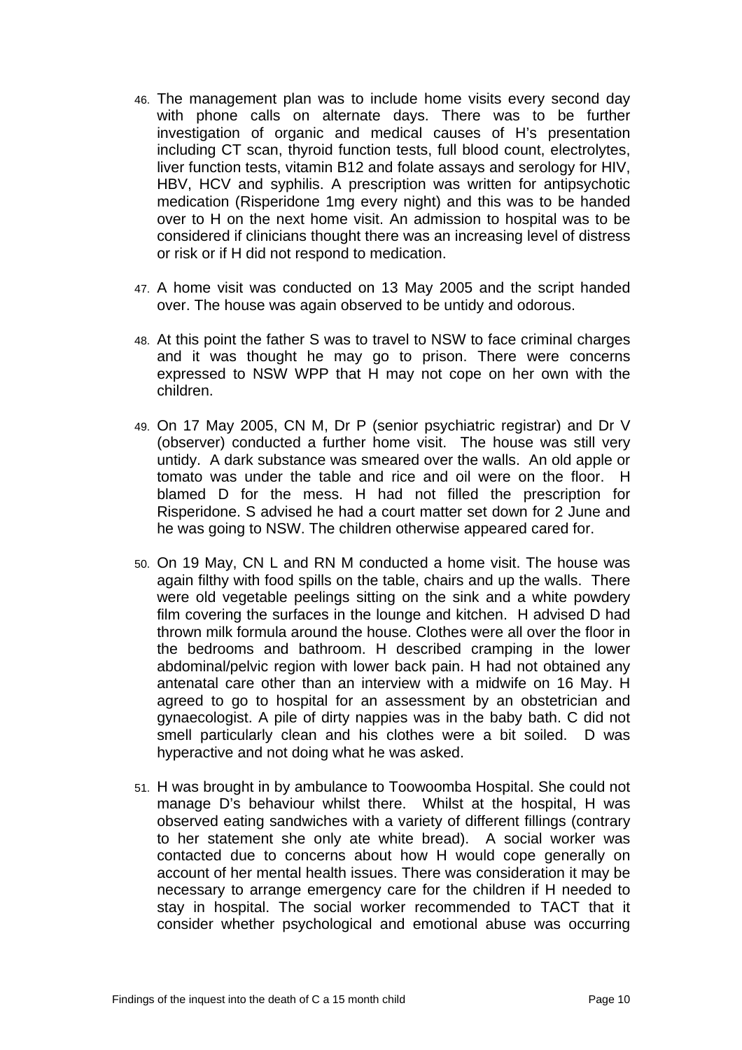46. The management plan was to include home visits every second day with phone calls on alternate days. There was to be further investigation of organic and medical causes of H's presentation including CT scan, thyroid function tests, full blood count, electrolytes, liver function tests, vitamin B12 and folate assays and serology for HIV, HBV, HCV and syphilis. A prescription was written for antipsychotic medication (Risperidone 1mg every night) and this was to be handed over to H on the next home visit. An admission to hospital was to be considered if clinicians thought there was an increasing level of distress or risk or if H did not respond to medication.

47. A home visit was conducted on 13 May 2005 and the script handed over. The house was again observed to be untidy and odorous.

48. At this point the father S was to travel to NSW to face criminal charges and it was thought he may go to prison. There were concerns expressed to NSW WPP that H may not cope on her own with the children.

49. On 17 May 2005, CN M, Dr P (senior psychiatric registrar) and Dr V (observer) conducted a further home visit. The house was still very untidy. A dark substance was smeared over the walls. An old apple or tomato was under the table and rice and oil were on the floor. H blamed D for the mess. H had not filled the prescription for Risperidone. S advised he had a court matter set down for 2 June and he was going to NSW. The children otherwise appeared cared for.

50. On 19 May, CN L and RN M conducted a home visit. The house was again filthy with food spills on the table, chairs and up the walls. There were old vegetable peelings sitting on the sink and a white powdery film covering the surfaces in the lounge and kitchen. H advised D had thrown milk formula around the house. Clothes were all over the floor in the bedrooms and bathroom. H described cramping in the lower abdominal/pelvic region with lower back pain. H had not obtained any antenatal care other than an interview with a midwife on 16 May. H agreed to go to hospital for an assessment by an obstetrician and gynaecologist. A pile of dirty nappies was in the baby bath. C did not smell particularly clean and his clothes were a bit soiled. D was hyperactive and not doing what he was asked.

51. H was brought in by ambulance to Toowoomba Hospital. She could not manage D's behaviour whilst there. Whilst at the hospital, H was observed eating sandwiches with a variety of different fillings (contrary to her statement she only ate white bread). A social worker was contacted due to concerns about how H would cope generally on account of her mental health issues. There was consideration it may be necessary to arrange emergency care for the children if H needed to stay in hospital. The social worker recommended to TACT that it consider whether psychological and emotional abuse was occurring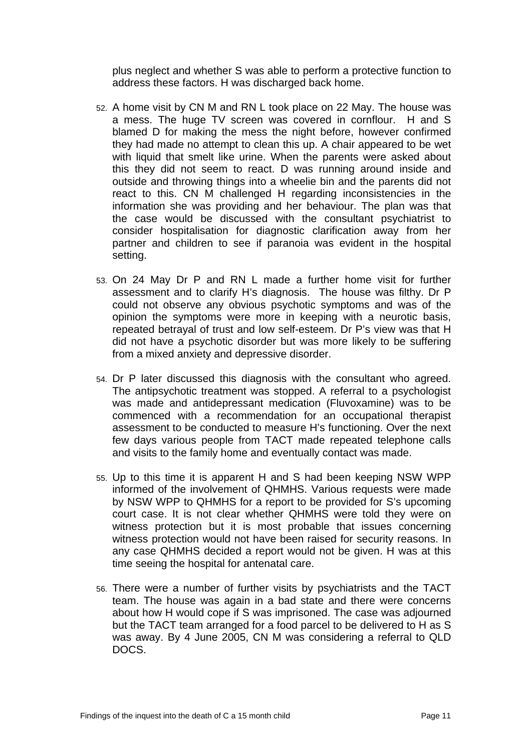plus neglect and whether S was able to perform a protective function to address these factors. H was discharged back home.

52. A home visit by CN M and RN L took place on 22 May. The house was a mess. The huge TV screen was covered in cornflour. H and S blamed D for making the mess the night before, however confirmed they had made no attempt to clean this up. A chair appeared to be wet with liquid that smelt like urine. When the parents were asked about this they did not seem to react. D was running around inside and outside and throwing things into a wheelie bin and the parents did not react to this. CN M challenged H regarding inconsistencies in the information she was providing and her behaviour. The plan was that the case would be discussed with the consultant psychiatrist to consider hospitalisation for diagnostic clarification away from her partner and children to see if paranoia was evident in the hospital setting.

53. On 24 May Dr P and RN L made a further home visit for further assessment and to clarify H's diagnosis. The house was filthy. Dr P could not observe any obvious psychotic symptoms and was of the opinion the symptoms were more in keeping with a neurotic basis, repeated betrayal of trust and low self-esteem. Dr P's view was that H did not have a psychotic disorder but was more likely to be suffering from a mixed anxiety and depressive disorder.

54. Dr P later discussed this diagnosis with the consultant who agreed. The antipsychotic treatment was stopped. A referral to a psychologist was made and antidepressant medication (Fluvoxamine) was to be commenced with a recommendation for an occupational therapist assessment to be conducted to measure H's functioning. Over the next few days various people from TACT made repeated telephone calls and visits to the family home and eventually contact was made.

55. Up to this time it is apparent H and S had been keeping NSW WPP informed of the involvement of QHMHS. Various requests were made by NSW WPP to QHMHS for a report to be provided for S's upcoming court case. It is not clear whether QHMHS were told they were on witness protection but it is most probable that issues concerning witness protection would not have been raised for security reasons. In any case QHMHS decided a report would not be given. H was at this time seeing the hospital for antenatal care.

56. There were a number of further visits by psychiatrists and the TACT team. The house was again in a bad state and there were concerns about how H would cope if S was imprisoned. The case was adjourned but the TACT team arranged for a food parcel to be delivered to H as S was away. By 4 June 2005, CN M was considering a referral to QLD DOCS.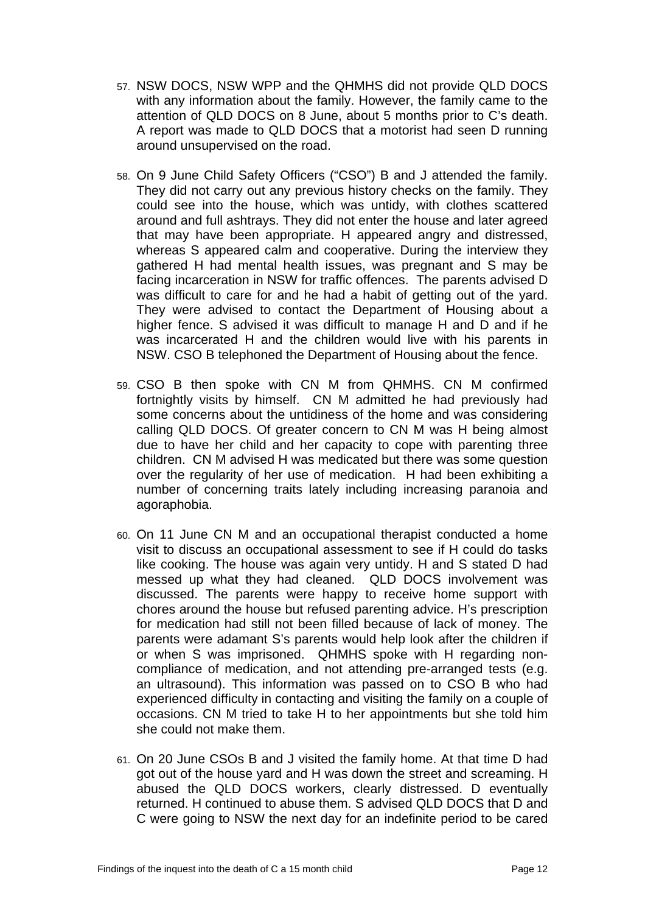57. NSW DOCS, NSW WPP and the QHMHS did not provide QLD DOCS with any information about the family. However, the family came to the attention of QLD DOCS on 8 June, about 5 months prior to C's death. A report was made to QLD DOCS that a motorist had seen D running around unsupervised on the road.

58. On 9 June Child Safety Officers ("CSO") B and J attended the family. They did not carry out any previous history checks on the family. They could see into the house, which was untidy, with clothes scattered around and full ashtrays. They did not enter the house and later agreed that may have been appropriate. H appeared angry and distressed, whereas S appeared calm and cooperative. During the interview they gathered H had mental health issues, was pregnant and S may be facing incarceration in NSW for traffic offences. The parents advised D was difficult to care for and he had a habit of getting out of the yard. They were advised to contact the Department of Housing about a higher fence. S advised it was difficult to manage H and D and if he was incarcerated H and the children would live with his parents in NSW. CSO B telephoned the Department of Housing about the fence.

59. CSO B then spoke with CN M from QHMHS. CN M confirmed fortnightly visits by himself. CN M admitted he had previously had some concerns about the untidiness of the home and was considering calling QLD DOCS. Of greater concern to CN M was H being almost due to have her child and her capacity to cope with parenting three children. CN M advised H was medicated but there was some question over the regularity of her use of medication. H had been exhibiting a number of concerning traits lately including increasing paranoia and agoraphobia.

60. On 11 June CN M and an occupational therapist conducted a home visit to discuss an occupational assessment to see if H could do tasks like cooking. The house was again very untidy. H and S stated D had messed up what they had cleaned. QLD DOCS involvement was discussed. The parents were happy to receive home support with chores around the house but refused parenting advice. H's prescription for medication had still not been filled because of lack of money. The parents were adamant S's parents would help look after the children if or when S was imprisoned. QHMHS spoke with H regarding non-compliance of medication, and not attending pre-arranged tests (e.g. an ultrasound). This information was passed on to CSO B who had experienced difficulty in contacting and visiting the family on a couple of occasions. CN M tried to take H to her appointments but she told him she could not make them.

61. On 20 June CSOs B and J visited the family home. At that time D had got out of the house yard and H was down the street and screaming. H abused the QLD DOCS workers, clearly distressed. D eventually returned. H continued to abuse them. S advised QLD DOCS that D and C were going to NSW the next day for an indefinite period to be cared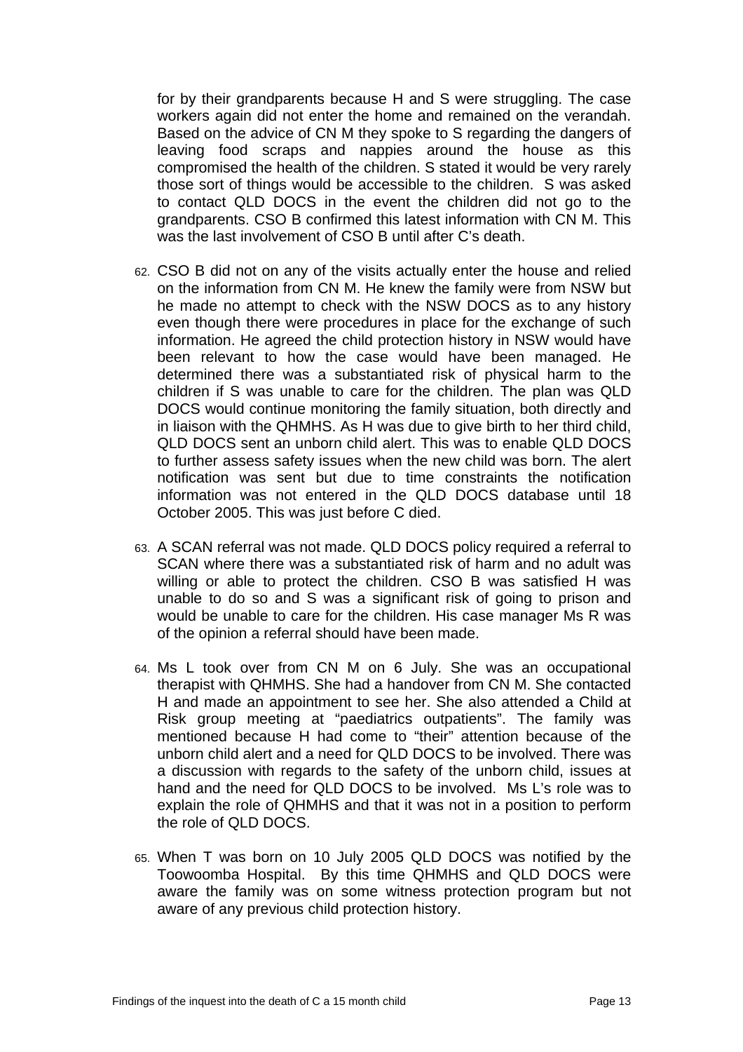for by their grandparents because H and S were struggling. The case workers again did not enter the home and remained on the verandah. Based on the advice of CN M they spoke to S regarding the dangers of leaving food scraps and nappies around the house as this compromised the health of the children. S stated it would be very rarely those sort of things would be accessible to the children. S was asked to contact QLD DOCS in the event the children did not go to the grandparents. CSO B confirmed this latest information with CN M. This was the last involvement of CSO B until after C's death.

62. CSO B did not on any of the visits actually enter the house and relied on the information from CN M. He knew the family were from NSW but he made no attempt to check with the NSW DOCS as to any history even though there were procedures in place for the exchange of such information. He agreed the child protection history in NSW would have been relevant to how the case would have been managed. He determined there was a substantiated risk of physical harm to the children if S was unable to care for the children. The plan was QLD DOCS would continue monitoring the family situation, both directly and in liaison with the QHMHS. As H was due to give birth to her third child, QLD DOCS sent an unborn child alert. This was to enable QLD DOCS to further assess safety issues when the new child was born. The alert notification was sent but due to time constraints the notification information was not entered in the QLD DOCS database until 18 October 2005. This was just before C died.

63. A SCAN referral was not made. QLD DOCS policy required a referral to SCAN where there was a substantiated risk of harm and no adult was willing or able to protect the children. CSO B was satisfied H was unable to do so and S was a significant risk of going to prison and would be unable to care for the children. His case manager Ms R was of the opinion a referral should have been made.

64. Ms L took over from CN M on 6 July. She was an occupational therapist with QHMHS. She had a handover from CN M. She contacted H and made an appointment to see her. She also attended a Child at Risk group meeting at "paediatrics outpatients". The family was mentioned because H had come to "their" attention because of the unborn child alert and a need for QLD DOCS to be involved. There was a discussion with regards to the safety of the unborn child, issues at hand and the need for QLD DOCS to be involved. Ms L's role was to explain the role of QHMHS and that it was not in a position to perform the role of QLD DOCS.

65. When T was born on 10 July 2005 QLD DOCS was notified by the Toowoomba Hospital. By this time QHMHS and QLD DOCS were aware the family was on some witness protection program but not aware of any previous child protection history.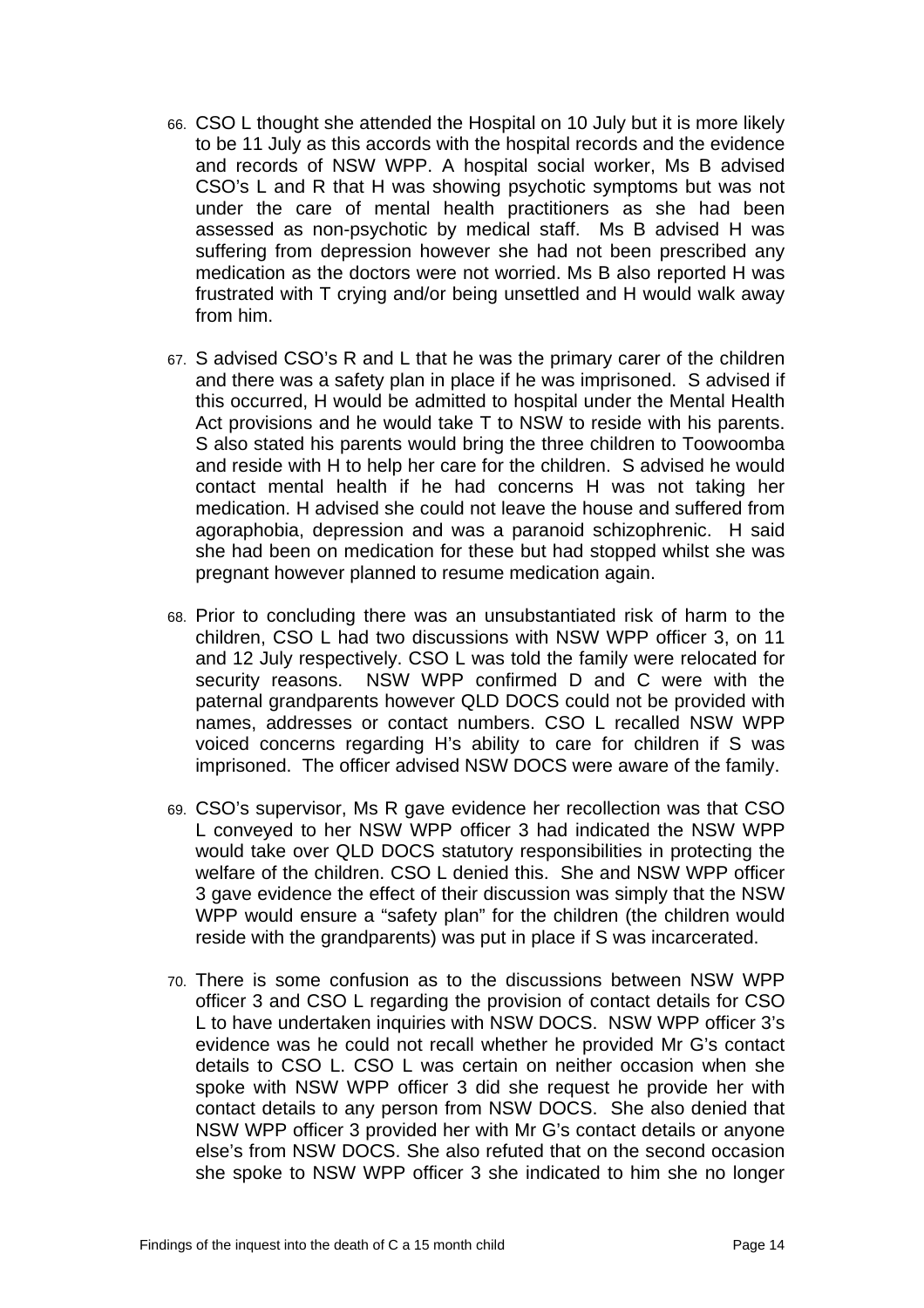66. CSO L thought she attended the Hospital on 10 July but it is more likely to be 11 July as this accords with the hospital records and the evidence and records of NSW WPP. A hospital social worker, Ms B advised CSO's L and R that H was showing psychotic symptoms but was not under the care of mental health practitioners as she had been assessed as non-psychotic by medical staff. Ms B advised H was suffering from depression however she had not been prescribed any medication as the doctors were not worried. Ms B also reported H was frustrated with T crying and/or being unsettled and H would walk away from him.

67. S advised CSO's R and L that he was the primary carer of the children and there was a safety plan in place if he was imprisoned. S advised if this occurred, H would be admitted to hospital under the Mental Health Act provisions and he would take T to NSW to reside with his parents. S also stated his parents would bring the three children to Toowoomba and reside with H to help her care for the children. S advised he would contact mental health if he had concerns H was not taking her medication. H advised she could not leave the house and suffered from agoraphobia, depression and was a paranoid schizophrenic. H said she had been on medication for these but had stopped whilst she was pregnant however planned to resume medication again.

68. Prior to concluding there was an unsubstantiated risk of harm to the children, CSO L had two discussions with NSW WPP officer 3, on 11 and 12 July respectively. CSO L was told the family were relocated for security reasons. NSW WPP confirmed D and C were with the paternal grandparents however QLD DOCS could not be provided with names, addresses or contact numbers. CSO L recalled NSW WPP voiced concerns regarding H's ability to care for children if S was imprisoned. The officer advised NSW DOCS were aware of the family.

69. CSO's supervisor, Ms R gave evidence her recollection was that CSO L conveyed to her NSW WPP officer 3 had indicated the NSW WPP would take over QLD DOCS statutory responsibilities in protecting the welfare of the children. CSO L denied this. She and NSW WPP officer 3 gave evidence the effect of their discussion was simply that the NSW WPP would ensure a "safety plan" for the children (the children would reside with the grandparents) was put in place if S was incarcerated.

70. There is some confusion as to the discussions between NSW WPP officer 3 and CSO L regarding the provision of contact details for CSO L to have undertaken inquiries with NSW DOCS. NSW WPP officer 3's evidence was he could not recall whether he provided Mr G's contact details to CSO L. CSO L was certain on neither occasion when she spoke with NSW WPP officer 3 did she request he provide her with contact details to any person from NSW DOCS. She also denied that NSW WPP officer 3 provided her with Mr G's contact details or anyone else's from NSW DOCS. She also refuted that on the second occasion she spoke to NSW WPP officer 3 she indicated to him she no longer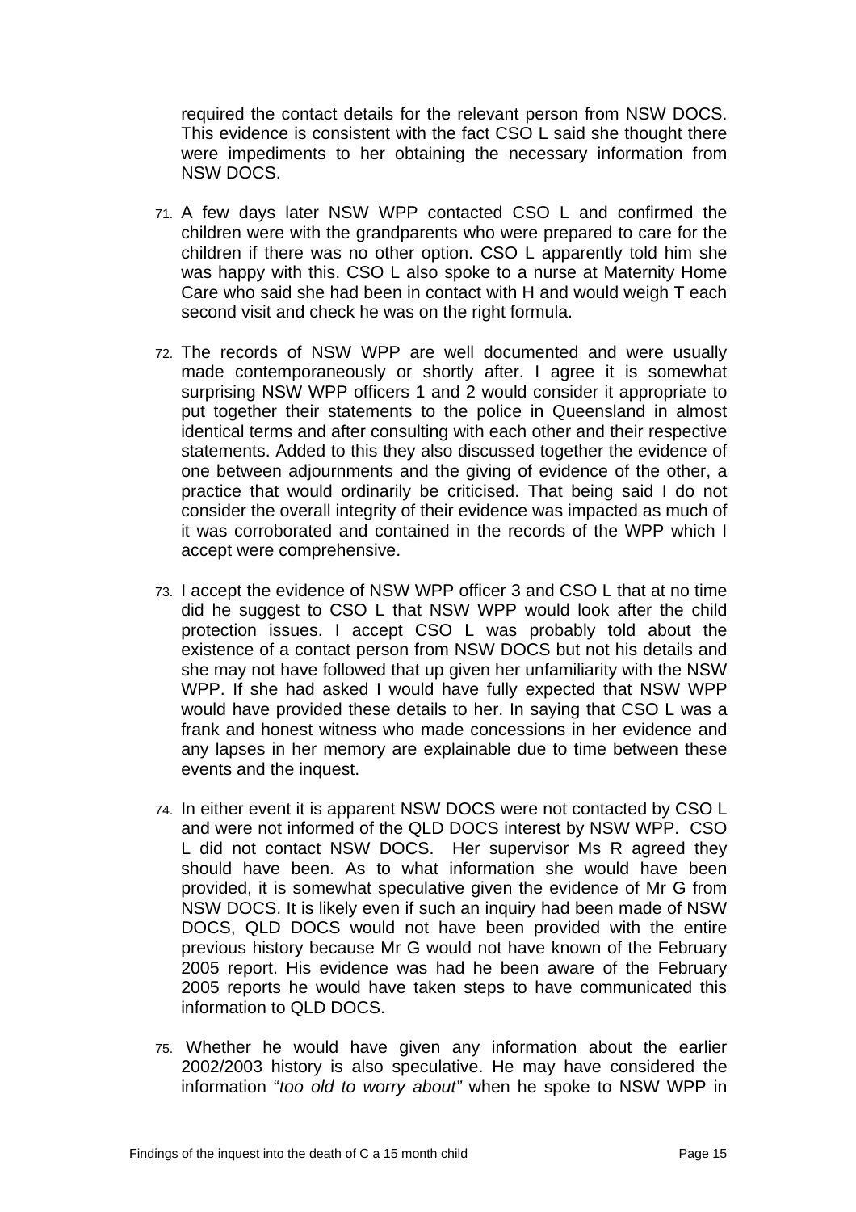required the contact details for the relevant person from NSW DOCS. This evidence is consistent with the fact CSO L said she thought there were impediments to her obtaining the necessary information from NSW DOCS.

71. A few days later NSW WPP contacted CSO L and confirmed the children were with the grandparents who were prepared to care for the children if there was no other option. CSO L apparently told him she was happy with this. CSO L also spoke to a nurse at Maternity Home Care who said she had been in contact with H and would weigh T each second visit and check he was on the right formula.

72. The records of NSW WPP are well documented and were usually made contemporaneously or shortly after. I agree it is somewhat surprising NSW WPP officers 1 and 2 would consider it appropriate to put together their statements to the police in Queensland in almost identical terms and after consulting with each other and their respective statements. Added to this they also discussed together the evidence of one between adjournments and the giving of evidence of the other, a practice that would ordinarily be criticised. That being said I do not consider the overall integrity of their evidence was impacted as much of it was corroborated and contained in the records of the WPP which I accept were comprehensive.

73. I accept the evidence of NSW WPP officer 3 and CSO L that at no time did he suggest to CSO L that NSW WPP would look after the child protection issues. I accept CSO L was probably told about the existence of a contact person from NSW DOCS but not his details and she may not have followed that up given her unfamiliarity with the NSW WPP. If she had asked I would have fully expected that NSW WPP would have provided these details to her. In saying that CSO L was a frank and honest witness who made concessions in her evidence and any lapses in her memory are explainable due to time between these events and the inquest.

74. In either event it is apparent NSW DOCS were not contacted by CSO L and were not informed of the QLD DOCS interest by NSW WPP. CSO L did not contact NSW DOCS. Her supervisor Ms R agreed they should have been. As to what information she would have been provided, it is somewhat speculative given the evidence of Mr G from NSW DOCS. It is likely even if such an inquiry had been made of NSW DOCS, QLD DOCS would not have been provided with the entire previous history because Mr G would not have known of the February 2005 report. His evidence was had he been aware of the February 2005 reports he would have taken steps to have communicated this information to QLD DOCS.

75. Whether he would have given any information about the earlier 2002/2003 history is also speculative. He may have considered the information "*too old to worry about"* when he spoke to NSW WPP in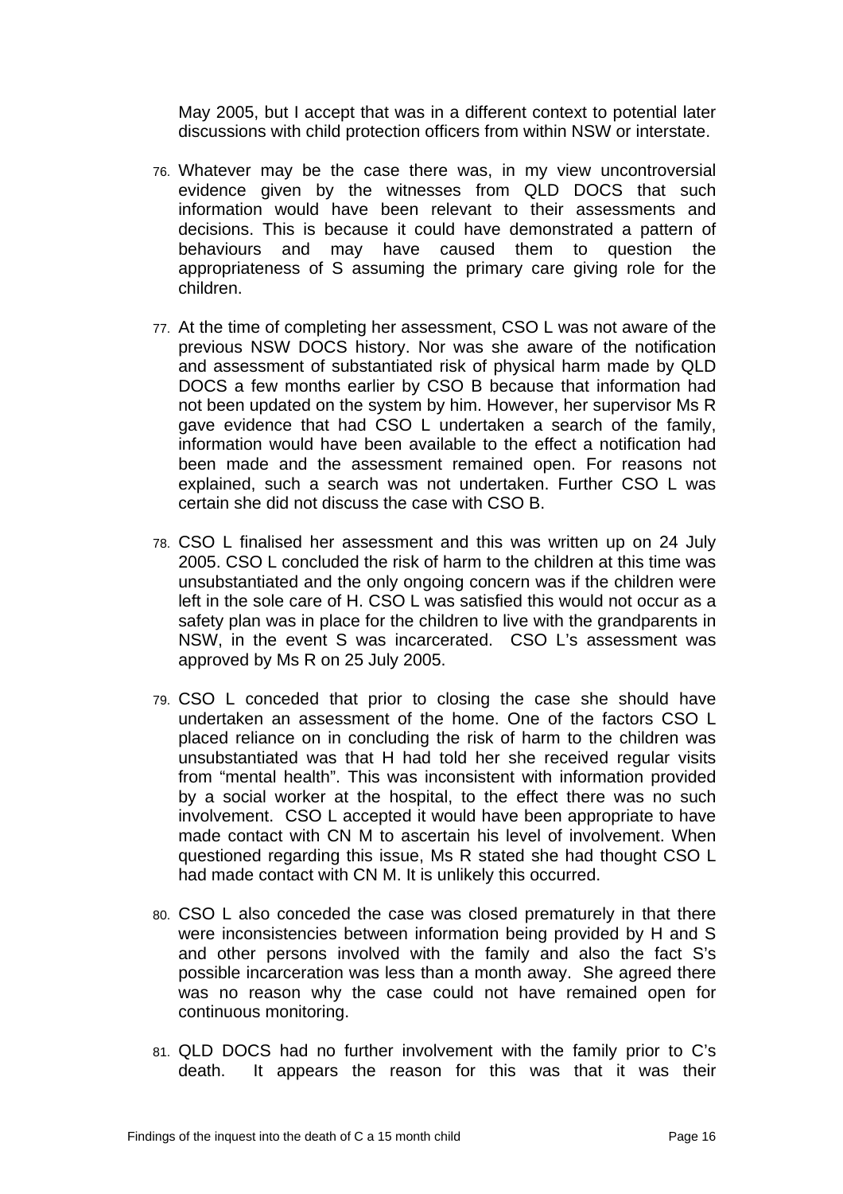May 2005, but I accept that was in a different context to potential later discussions with child protection officers from within NSW or interstate.

76. Whatever may be the case there was, in my view uncontroversial evidence given by the witnesses from QLD DOCS that such information would have been relevant to their assessments and decisions. This is because it could have demonstrated a pattern of behaviours and may have caused them to question the appropriateness of S assuming the primary care giving role for the children.

77. At the time of completing her assessment, CSO L was not aware of the previous NSW DOCS history. Nor was she aware of the notification and assessment of substantiated risk of physical harm made by QLD DOCS a few months earlier by CSO B because that information had not been updated on the system by him. However, her supervisor Ms R gave evidence that had CSO L undertaken a search of the family, information would have been available to the effect a notification had been made and the assessment remained open. For reasons not explained, such a search was not undertaken. Further CSO L was certain she did not discuss the case with CSO B.

78. CSO L finalised her assessment and this was written up on 24 July 2005. CSO L concluded the risk of harm to the children at this time was unsubstantiated and the only ongoing concern was if the children were left in the sole care of H. CSO L was satisfied this would not occur as a safety plan was in place for the children to live with the grandparents in NSW, in the event S was incarcerated. CSO L's assessment was approved by Ms R on 25 July 2005.

79. CSO L conceded that prior to closing the case she should have undertaken an assessment of the home. One of the factors CSO L placed reliance on in concluding the risk of harm to the children was unsubstantiated was that H had told her she received regular visits from "mental health". This was inconsistent with information provided by a social worker at the hospital, to the effect there was no such involvement. CSO L accepted it would have been appropriate to have made contact with CN M to ascertain his level of involvement. When questioned regarding this issue, Ms R stated she had thought CSO L had made contact with CN M. It is unlikely this occurred.

80. CSO L also conceded the case was closed prematurely in that there were inconsistencies between information being provided by H and S and other persons involved with the family and also the fact S's possible incarceration was less than a month away. She agreed there was no reason why the case could not have remained open for continuous monitoring.

81. QLD DOCS had no further involvement with the family prior to C's death. It appears the reason for this was that it was their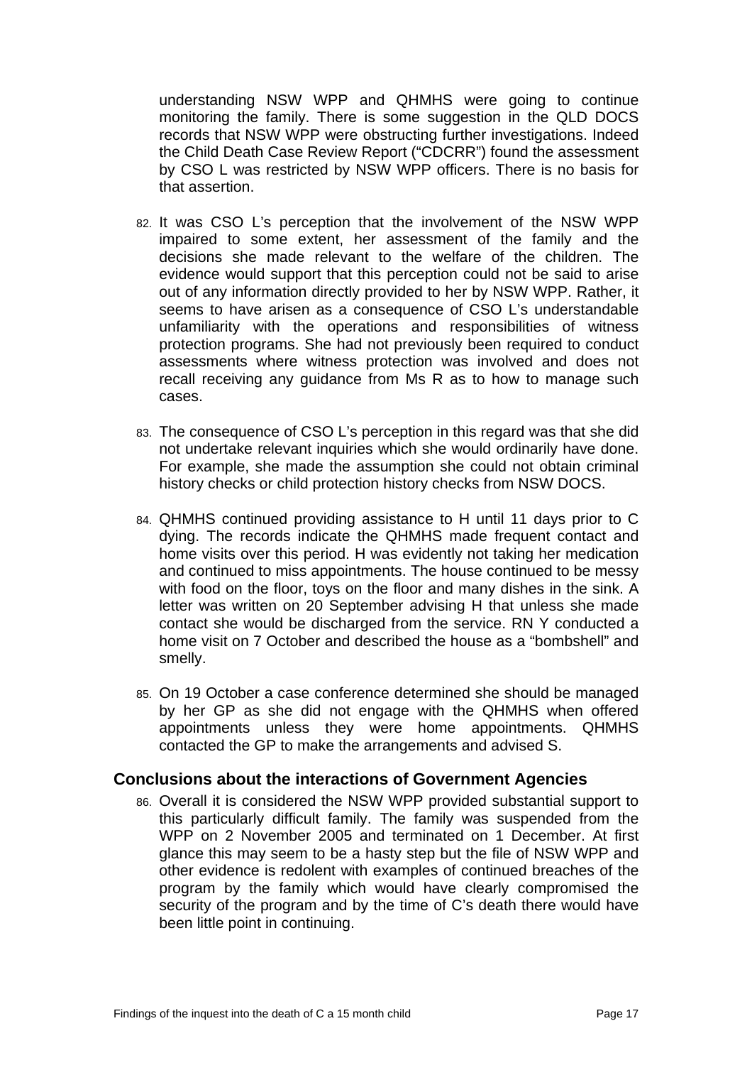understanding NSW WPP and QHMHS were going to continue monitoring the family. There is some suggestion in the QLD DOCS records that NSW WPP were obstructing further investigations. Indeed the Child Death Case Review Report ("CDCRR") found the assessment by CSO L was restricted by NSW WPP officers. There is no basis for that assertion.

82. It was CSO L's perception that the involvement of the NSW WPP impaired to some extent, her assessment of the family and the decisions she made relevant to the welfare of the children. The evidence would support that this perception could not be said to arise out of any information directly provided to her by NSW WPP. Rather, it seems to have arisen as a consequence of CSO L's understandable unfamiliarity with the operations and responsibilities of witness protection programs. She had not previously been required to conduct assessments where witness protection was involved and does not recall receiving any guidance from Ms R as to how to manage such cases.

83. The consequence of CSO L's perception in this regard was that she did not undertake relevant inquiries which she would ordinarily have done. For example, she made the assumption she could not obtain criminal history checks or child protection history checks from NSW DOCS.

84. QHMHS continued providing assistance to H until 11 days prior to C dying. The records indicate the QHMHS made frequent contact and home visits over this period. H was evidently not taking her medication and continued to miss appointments. The house continued to be messy with food on the floor, toys on the floor and many dishes in the sink. A letter was written on 20 September advising H that unless she made contact she would be discharged from the service. RN Y conducted a home visit on 7 October and described the house as a "bombshell" and smelly.

85. On 19 October a case conference determined she should be managed by her GP as she did not engage with the QHMHS when offered appointments unless they were home appointments. QHMHS contacted the GP to make the arrangements and advised S.

## Conclusions about the interactions of Government Agencies

86. Overall it is considered the NSW WPP provided substantial support to this particularly difficult family. The family was suspended from the WPP on 2 November 2005 and terminated on 1 December. At first glance this may seem to be a hasty step but the file of NSW WPP and other evidence is redolent with examples of continued breaches of the program by the family which would have clearly compromised the security of the program and by the time of C's death there would have been little point in continuing.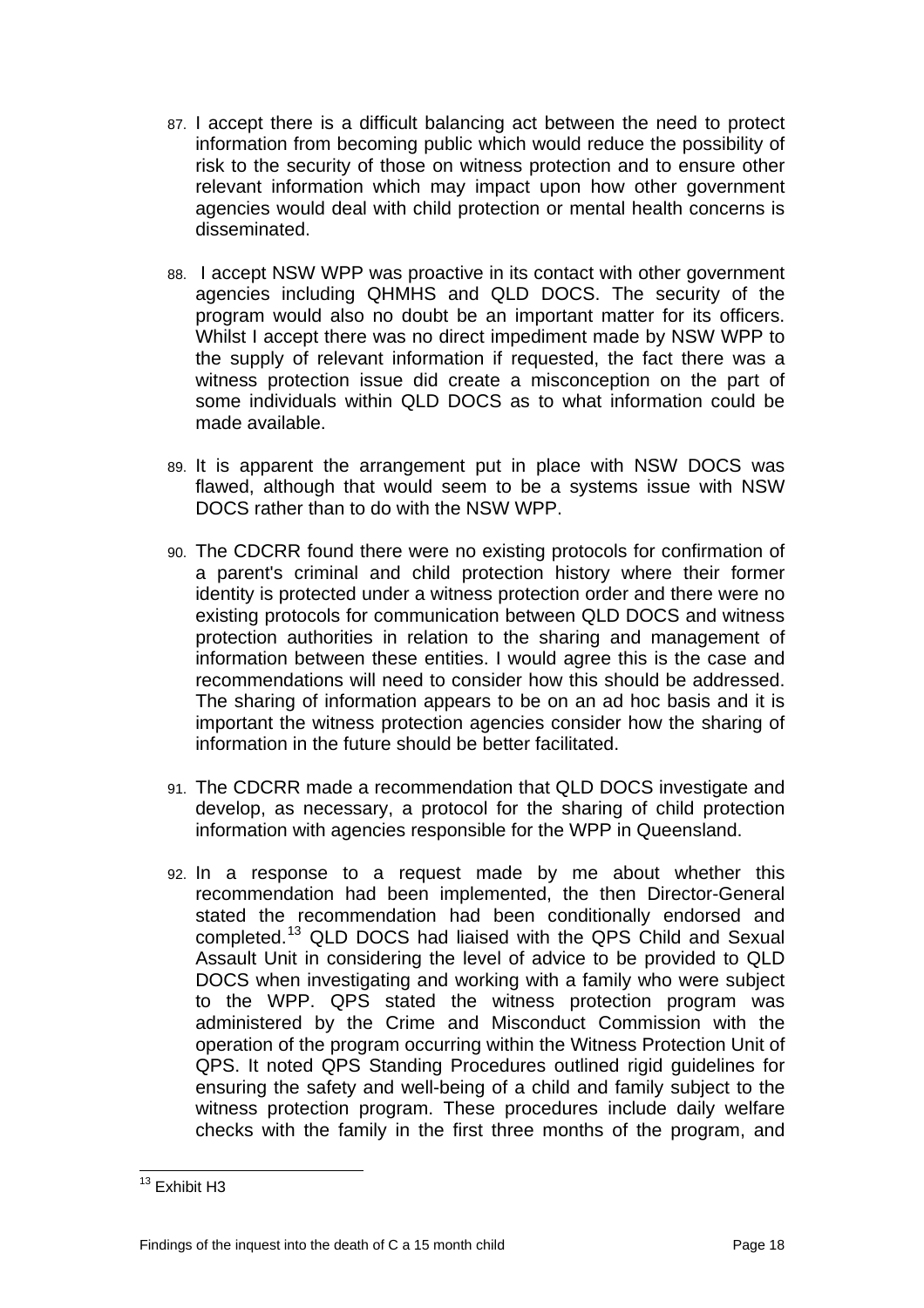87. I accept there is a difficult balancing act between the need to protect information from becoming public which would reduce the possibility of risk to the security of those on witness protection and to ensure other relevant information which may impact upon how other government agencies would deal with child protection or mental health concerns is disseminated.

88. I accept NSW WPP was proactive in its contact with other government agencies including QHMHS and QLD DOCS. The security of the program would also no doubt be an important matter for its officers. Whilst I accept there was no direct impediment made by NSW WPP to the supply of relevant information if requested, the fact there was a witness protection issue did create a misconception on the part of some individuals within QLD DOCS as to what information could be made available.

89. It is apparent the arrangement put in place with NSW DOCS was flawed, although that would seem to be a systems issue with NSW DOCS rather than to do with the NSW WPP.

90. The CDCRR found there were no existing protocols for confirmation of a parent's criminal and child protection history where their former identity is protected under a witness protection order and there were no existing protocols for communication between QLD DOCS and witness protection authorities in relation to the sharing and management of information between these entities. I would agree this is the case and recommendations will need to consider how this should be addressed. The sharing of information appears to be on an ad hoc basis and it is important the witness protection agencies consider how the sharing of information in the future should be better facilitated.

91. The CDCRR made a recommendation that QLD DOCS investigate and develop, as necessary, a protocol for the sharing of child protection information with agencies responsible for the WPP in Queensland.

92. In a response to a request made by me about whether this recommendation had been implemented, the then Director-General stated the recommendation had been conditionally endorsed and completed.[13] QLD DOCS had liaised with the QPS Child and Sexual Assault Unit in considering the level of advice to be provided to QLD DOCS when investigating and working with a family who were subject to the WPP. QPS stated the witness protection program was administered by the Crime and Misconduct Commission with the operation of the program occurring within the Witness Protection Unit of QPS. It noted QPS Standing Procedures outlined rigid guidelines for ensuring the safety and well-being of a child and family subject to the witness protection program. These procedures include daily welfare checks with the family in the first three months of the program, and

[13] Exhibit H3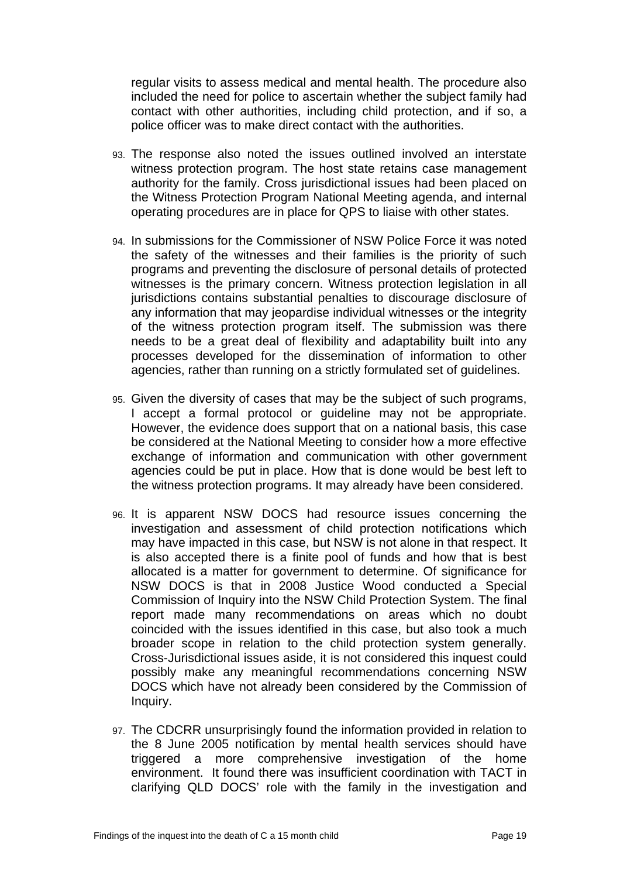regular visits to assess medical and mental health. The procedure also included the need for police to ascertain whether the subject family had contact with other authorities, including child protection, and if so, a police officer was to make direct contact with the authorities.

93. The response also noted the issues outlined involved an interstate witness protection program. The host state retains case management authority for the family. Cross jurisdictional issues had been placed on the Witness Protection Program National Meeting agenda, and internal operating procedures are in place for QPS to liaise with other states.

94. In submissions for the Commissioner of NSW Police Force it was noted the safety of the witnesses and their families is the priority of such programs and preventing the disclosure of personal details of protected witnesses is the primary concern. Witness protection legislation in all jurisdictions contains substantial penalties to discourage disclosure of any information that may jeopardise individual witnesses or the integrity of the witness protection program itself. The submission was there needs to be a great deal of flexibility and adaptability built into any processes developed for the dissemination of information to other agencies, rather than running on a strictly formulated set of guidelines.

95. Given the diversity of cases that may be the subject of such programs, I accept a formal protocol or guideline may not be appropriate. However, the evidence does support that on a national basis, this case be considered at the National Meeting to consider how a more effective exchange of information and communication with other government agencies could be put in place. How that is done would be best left to the witness protection programs. It may already have been considered.

96. It is apparent NSW DOCS had resource issues concerning the investigation and assessment of child protection notifications which may have impacted in this case, but NSW is not alone in that respect. It is also accepted there is a finite pool of funds and how that is best allocated is a matter for government to determine. Of significance for NSW DOCS is that in 2008 Justice Wood conducted a Special Commission of Inquiry into the NSW Child Protection System. The final report made many recommendations on areas which no doubt coincided with the issues identified in this case, but also took a much broader scope in relation to the child protection system generally. Cross-Jurisdictional issues aside, it is not considered this inquest could possibly make any meaningful recommendations concerning NSW DOCS which have not already been considered by the Commission of Inquiry.

97. The CDCRR unsurprisingly found the information provided in relation to the 8 June 2005 notification by mental health services should have triggered a more comprehensive investigation of the home environment. It found there was insufficient coordination with TACT in clarifying QLD DOCS' role with the family in the investigation and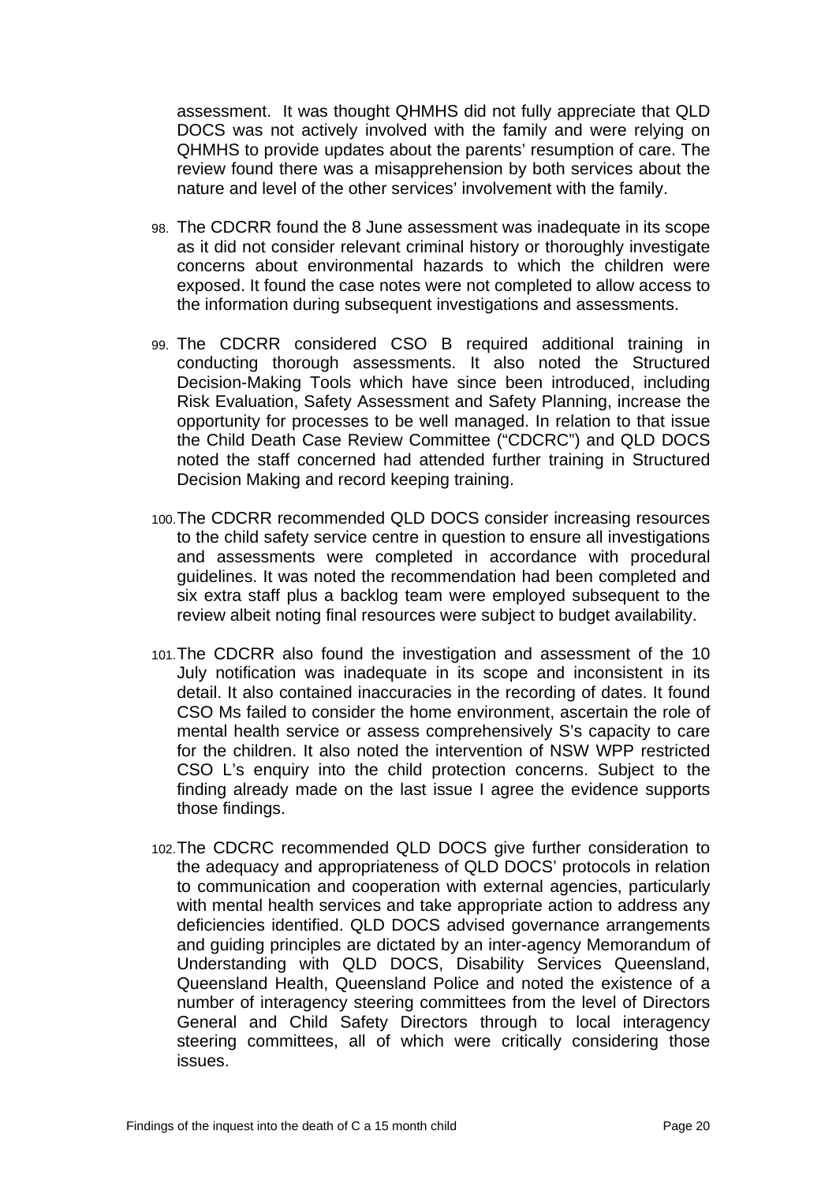assessment. It was thought QHMHS did not fully appreciate that QLD DOCS was not actively involved with the family and were relying on QHMHS to provide updates about the parents' resumption of care. The review found there was a misapprehension by both services about the nature and level of the other services' involvement with the family.

98. The CDCRR found the 8 June assessment was inadequate in its scope as it did not consider relevant criminal history or thoroughly investigate concerns about environmental hazards to which the children were exposed. It found the case notes were not completed to allow access to the information during subsequent investigations and assessments.

99. The CDCRR considered CSO B required additional training in conducting thorough assessments. It also noted the Structured Decision-Making Tools which have since been introduced, including Risk Evaluation, Safety Assessment and Safety Planning, increase the opportunity for processes to be well managed. In relation to that issue the Child Death Case Review Committee ("CDCRC") and QLD DOCS noted the staff concerned had attended further training in Structured Decision Making and record keeping training.

100. The CDCRR recommended QLD DOCS consider increasing resources to the child safety service centre in question to ensure all investigations and assessments were completed in accordance with procedural guidelines. It was noted the recommendation had been completed and six extra staff plus a backlog team were employed subsequent to the review albeit noting final resources were subject to budget availability.

101. The CDCRR also found the investigation and assessment of the 10 July notification was inadequate in its scope and inconsistent in its detail. It also contained inaccuracies in the recording of dates. It found CSO Ms failed to consider the home environment, ascertain the role of mental health service or assess comprehensively S's capacity to care for the children. It also noted the intervention of NSW WPP restricted CSO L's enquiry into the child protection concerns. Subject to the finding already made on the last issue I agree the evidence supports those findings.

102. The CDCRC recommended QLD DOCS give further consideration to the adequacy and appropriateness of QLD DOCS' protocols in relation to communication and cooperation with external agencies, particularly with mental health services and take appropriate action to address any deficiencies identified. QLD DOCS advised governance arrangements and guiding principles are dictated by an inter-agency Memorandum of Understanding with QLD DOCS, Disability Services Queensland, Queensland Health, Queensland Police and noted the existence of a number of interagency steering committees from the level of Directors General and Child Safety Directors through to local interagency steering committees, all of which were critically considering those issues.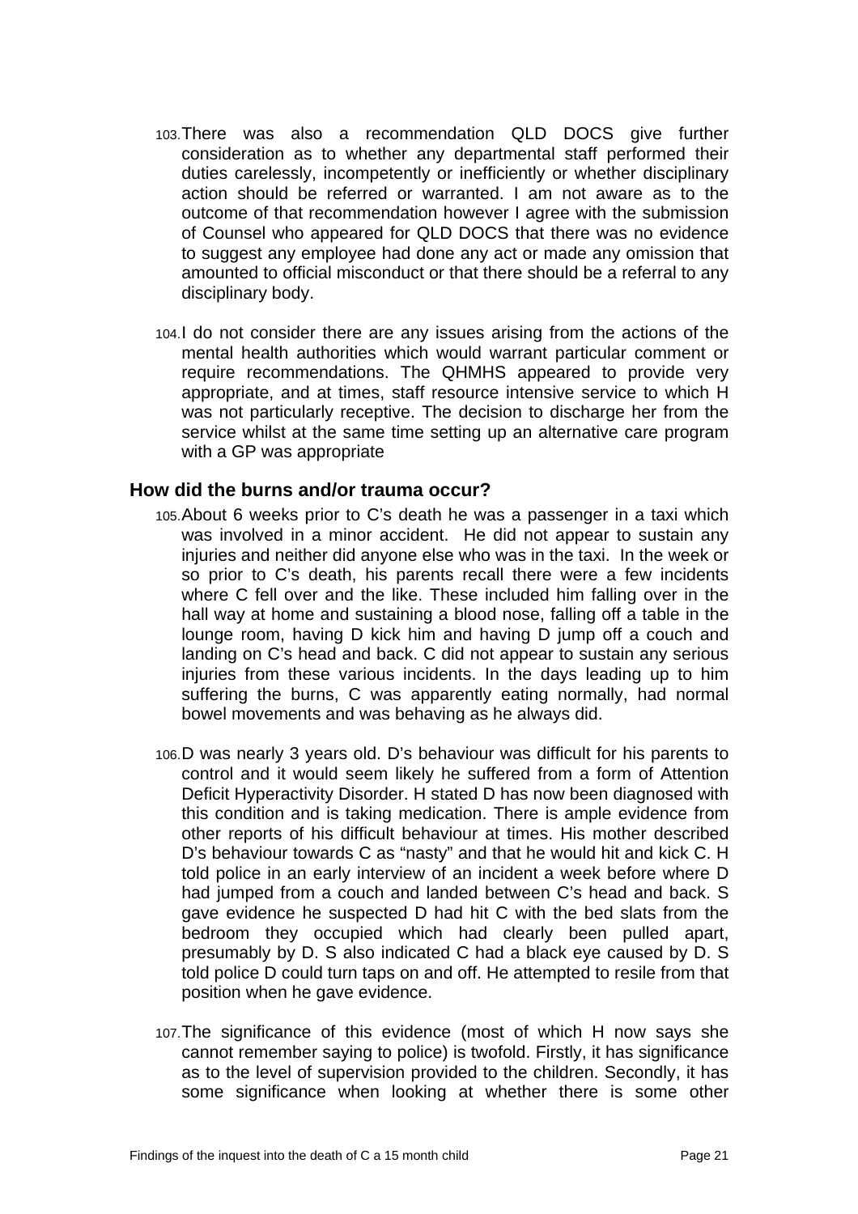103. There was also a recommendation QLD DOCS give further consideration as to whether any departmental staff performed their duties carelessly, incompetently or inefficiently or whether disciplinary action should be referred or warranted. I am not aware as to the outcome of that recommendation however I agree with the submission of Counsel who appeared for QLD DOCS that there was no evidence to suggest any employee had done any act or made any omission that amounted to official misconduct or that there should be a referral to any disciplinary body.

104. I do not consider there are any issues arising from the actions of the mental health authorities which would warrant particular comment or require recommendations. The QHMHS appeared to provide very appropriate, and at times, staff resource intensive service to which H was not particularly receptive. The decision to discharge her from the service whilst at the same time setting up an alternative care program with a GP was appropriate

## How did the burns and/or trauma occur?

105. About 6 weeks prior to C's death he was a passenger in a taxi which was involved in a minor accident. He did not appear to sustain any injuries and neither did anyone else who was in the taxi. In the week or so prior to C's death, his parents recall there were a few incidents where C fell over and the like. These included him falling over in the hall way at home and sustaining a blood nose, falling off a table in the lounge room, having D kick him and having D jump off a couch and landing on C's head and back. C did not appear to sustain any serious injuries from these various incidents. In the days leading up to him suffering the burns, C was apparently eating normally, had normal bowel movements and was behaving as he always did.

106. D was nearly 3 years old. D's behaviour was difficult for his parents to control and it would seem likely he suffered from a form of Attention Deficit Hyperactivity Disorder. H stated D has now been diagnosed with this condition and is taking medication. There is ample evidence from other reports of his difficult behaviour at times. His mother described D's behaviour towards C as "nasty" and that he would hit and kick C. H told police in an early interview of an incident a week before where D had jumped from a couch and landed between C's head and back. S gave evidence he suspected D had hit C with the bed slats from the bedroom they occupied which had clearly been pulled apart, presumably by D. S also indicated C had a black eye caused by D. S told police D could turn taps on and off. He attempted to resile from that position when he gave evidence.

107. The significance of this evidence (most of which H now says she cannot remember saying to police) is twofold. Firstly, it has significance as to the level of supervision provided to the children. Secondly, it has some significance when looking at whether there is some other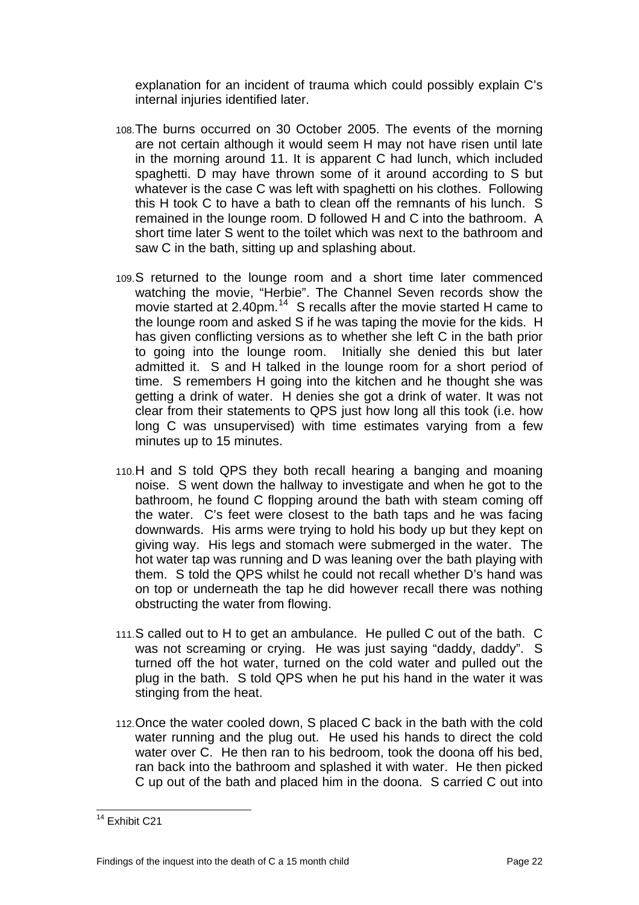explanation for an incident of trauma which could possibly explain C's internal injuries identified later.

108. The burns occurred on 30 October 2005. The events of the morning are not certain although it would seem H may not have risen until late in the morning around 11. It is apparent C had lunch, which included spaghetti. D may have thrown some of it around according to S but whatever is the case C was left with spaghetti on his clothes. Following this H took C to have a bath to clean off the remnants of his lunch. S remained in the lounge room. D followed H and C into the bathroom. A short time later S went to the toilet which was next to the bathroom and saw C in the bath, sitting up and splashing about.

109. S returned to the lounge room and a short time later commenced watching the movie, "Herbie". The Channel Seven records show the movie started at 2.40pm.[14] S recalls after the movie started H came to the lounge room and asked S if he was taping the movie for the kids. H has given conflicting versions as to whether she left C in the bath prior to going into the lounge room. Initially she denied this but later admitted it. S and H talked in the lounge room for a short period of time. S remembers H going into the kitchen and he thought she was getting a drink of water. H denies she got a drink of water. It was not clear from their statements to QPS just how long all this took (i.e. how long C was unsupervised) with time estimates varying from a few minutes up to 15 minutes.

110. H and S told QPS they both recall hearing a banging and moaning noise. S went down the hallway to investigate and when he got to the bathroom, he found C flopping around the bath with steam coming off the water. C's feet were closest to the bath taps and he was facing downwards. His arms were trying to hold his body up but they kept on giving way. His legs and stomach were submerged in the water. The hot water tap was running and D was leaning over the bath playing with them. S told the QPS whilst he could not recall whether D's hand was on top or underneath the tap he did however recall there was nothing obstructing the water from flowing.

111. S called out to H to get an ambulance. He pulled C out of the bath. C was not screaming or crying. He was just saying "daddy, daddy". S turned off the hot water, turned on the cold water and pulled out the plug in the bath. S told QPS when he put his hand in the water it was stinging from the heat.

112. Once the water cooled down, S placed C back in the bath with the cold water running and the plug out. He used his hands to direct the cold water over C. He then ran to his bedroom, took the doona off his bed, ran back into the bathroom and splashed it with water. He then picked C up out of the bath and placed him in the doona. S carried C out into

---

[14] Exhibit C21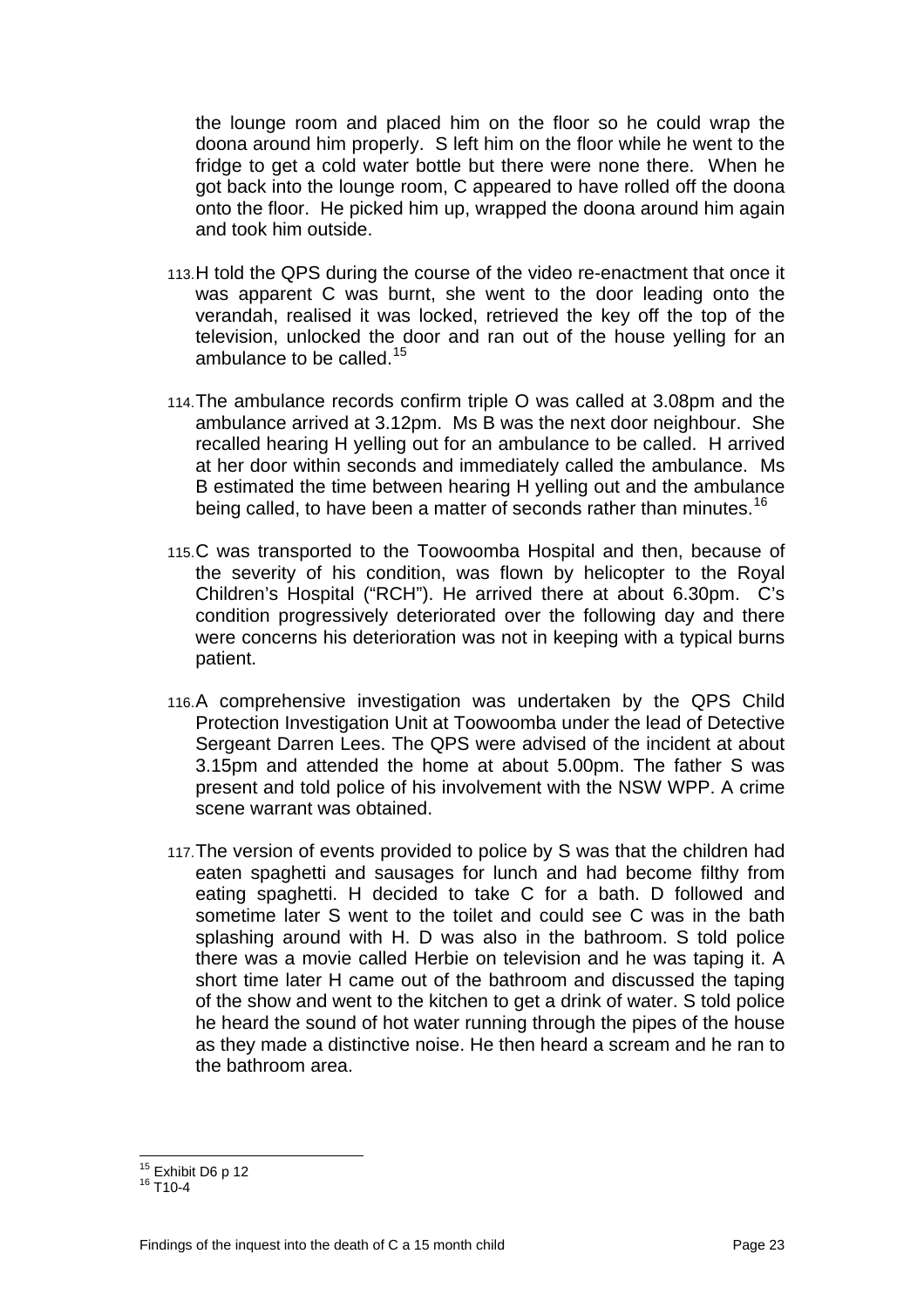the lounge room and placed him on the floor so he could wrap the doona around him properly. S left him on the floor while he went to the fridge to get a cold water bottle but there were none there. When he got back into the lounge room, C appeared to have rolled off the doona onto the floor. He picked him up, wrapped the doona around him again and took him outside.

113. H told the QPS during the course of the video re-enactment that once it was apparent C was burnt, she went to the door leading onto the verandah, realised it was locked, retrieved the key off the top of the television, unlocked the door and ran out of the house yelling for an ambulance to be called.[15]

114. The ambulance records confirm triple O was called at 3.08pm and the ambulance arrived at 3.12pm. Ms B was the next door neighbour. She recalled hearing H yelling out for an ambulance to be called. H arrived at her door within seconds and immediately called the ambulance. Ms B estimated the time between hearing H yelling out and the ambulance being called, to have been a matter of seconds rather than minutes.[16]

115. C was transported to the Toowoomba Hospital and then, because of the severity of his condition, was flown by helicopter to the Royal Children's Hospital ("RCH"). He arrived there at about 6.30pm. C's condition progressively deteriorated over the following day and there were concerns his deterioration was not in keeping with a typical burns patient.

116. A comprehensive investigation was undertaken by the QPS Child Protection Investigation Unit at Toowoomba under the lead of Detective Sergeant Darren Lees. The QPS were advised of the incident at about 3.15pm and attended the home at about 5.00pm. The father S was present and told police of his involvement with the NSW WPP. A crime scene warrant was obtained.

117. The version of events provided to police by S was that the children had eaten spaghetti and sausages for lunch and had become filthy from eating spaghetti. H decided to take C for a bath. D followed and sometime later S went to the toilet and could see C was in the bath splashing around with H. D was also in the bathroom. S told police there was a movie called Herbie on television and he was taping it. A short time later H came out of the bathroom and discussed the taping of the show and went to the kitchen to get a drink of water. S told police he heard the sound of hot water running through the pipes of the house as they made a distinctive noise. He then heard a scream and he ran to the bathroom area.

---

[15] Exhibit D6 p 12
[16] T10-4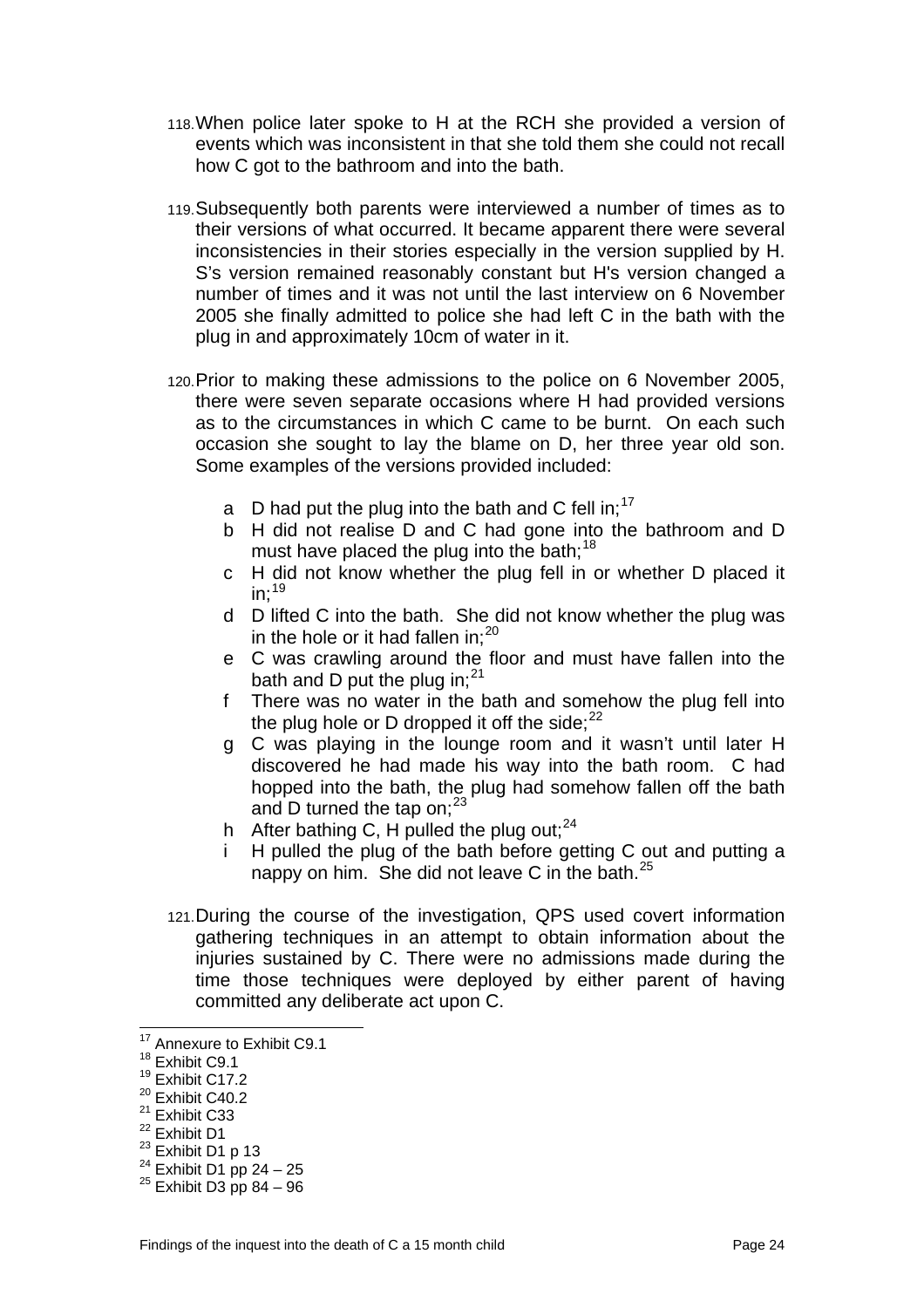118. When police later spoke to H at the RCH she provided a version of events which was inconsistent in that she told them she could not recall how C got to the bathroom and into the bath.

119. Subsequently both parents were interviewed a number of times as to their versions of what occurred. It became apparent there were several inconsistencies in their stories especially in the version supplied by H. S's version remained reasonably constant but H's version changed a number of times and it was not until the last interview on 6 November 2005 she finally admitted to police she had left C in the bath with the plug in and approximately 10cm of water in it.

120. Prior to making these admissions to the police on 6 November 2005, there were seven separate occasions where H had provided versions as to the circumstances in which C came to be burnt. On each such occasion she sought to lay the blame on D, her three year old son. Some examples of the versions provided included:

   a D had put the plug into the bath and C fell in;[17]
   b H did not realise D and C had gone into the bathroom and D must have placed the plug into the bath;[18]
   c H did not know whether the plug fell in or whether D placed it in;[19]
   d D lifted C into the bath. She did not know whether the plug was in the hole or it had fallen in;[20]
   e C was crawling around the floor and must have fallen into the bath and D put the plug in;[21]
   f There was no water in the bath and somehow the plug fell into the plug hole or D dropped it off the side;[22]
   g C was playing in the lounge room and it wasn't until later H discovered he had made his way into the bath room. C had hopped into the bath, the plug had somehow fallen off the bath and D turned the tap on;[23]
   h After bathing C, H pulled the plug out;[24]
   i H pulled the plug of the bath before getting C out and putting a nappy on him. She did not leave C in the bath.[25]

121. During the course of the investigation, QPS used covert information gathering techniques in an attempt to obtain information about the injuries sustained by C. There were no admissions made during the time those techniques were deployed by either parent of having committed any deliberate act upon C.

---

[17] Annexure to Exhibit C9.1
[18] Exhibit C9.1
[19] Exhibit C17.2
[20] Exhibit C40.2
[21] Exhibit C33
[22] Exhibit D1
[23] Exhibit D1 p 13
[24] Exhibit D1 pp 24 – 25
[25] Exhibit D3 pp 84 – 96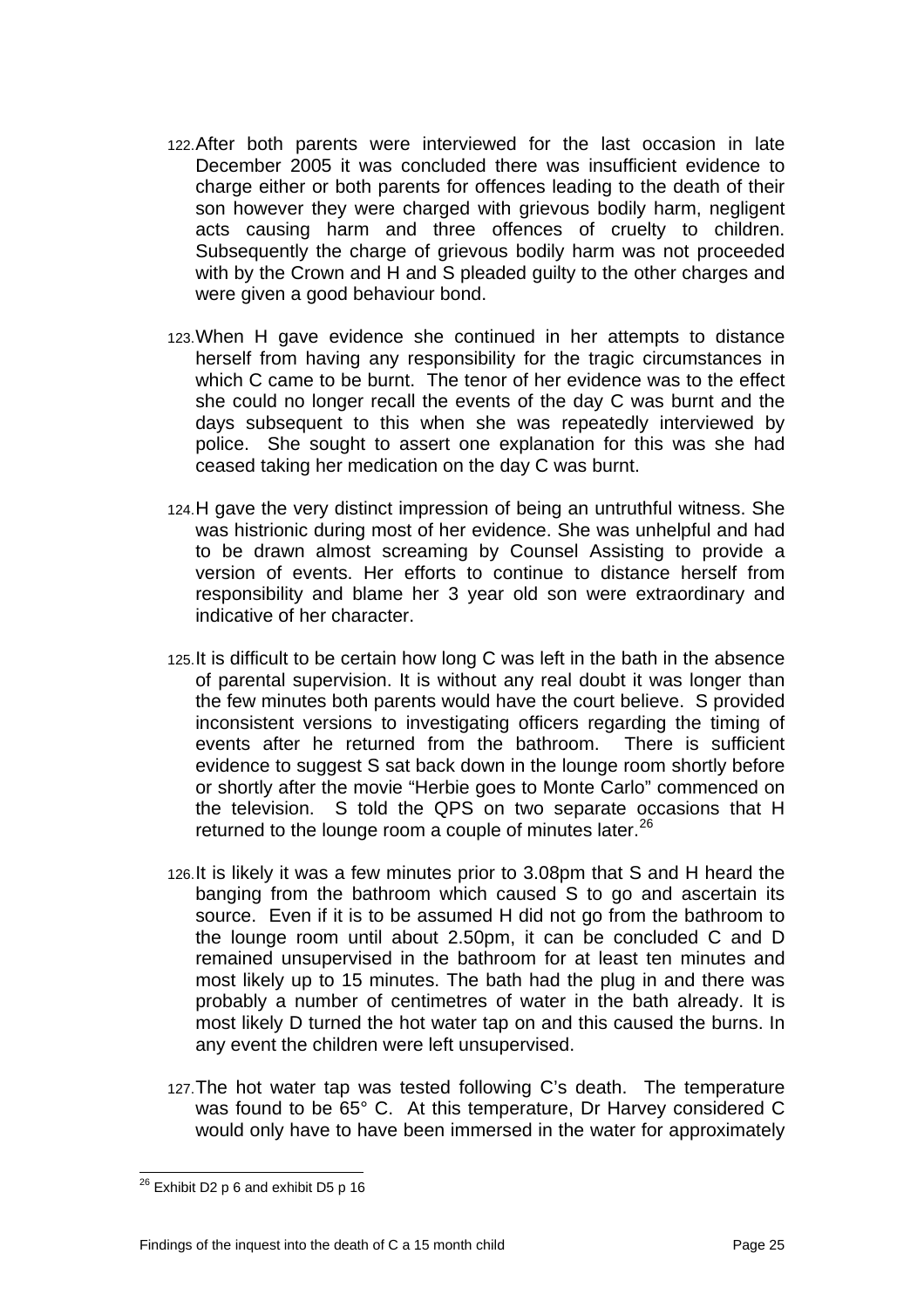122. After both parents were interviewed for the last occasion in late December 2005 it was concluded there was insufficient evidence to charge either or both parents for offences leading to the death of their son however they were charged with grievous bodily harm, negligent acts causing harm and three offences of cruelty to children. Subsequently the charge of grievous bodily harm was not proceeded with by the Crown and H and S pleaded guilty to the other charges and were given a good behaviour bond.

123. When H gave evidence she continued in her attempts to distance herself from having any responsibility for the tragic circumstances in which C came to be burnt. The tenor of her evidence was to the effect she could no longer recall the events of the day C was burnt and the days subsequent to this when she was repeatedly interviewed by police. She sought to assert one explanation for this was she had ceased taking her medication on the day C was burnt.

124. H gave the very distinct impression of being an untruthful witness. She was histrionic during most of her evidence. She was unhelpful and had to be drawn almost screaming by Counsel Assisting to provide a version of events. Her efforts to continue to distance herself from responsibility and blame her 3 year old son were extraordinary and indicative of her character.

125. It is difficult to be certain how long C was left in the bath in the absence of parental supervision. It is without any real doubt it was longer than the few minutes both parents would have the court believe. S provided inconsistent versions to investigating officers regarding the timing of events after he returned from the bathroom. There is sufficient evidence to suggest S sat back down in the lounge room shortly before or shortly after the movie "Herbie goes to Monte Carlo" commenced on the television. S told the QPS on two separate occasions that H returned to the lounge room a couple of minutes later.[26]

126. It is likely it was a few minutes prior to 3.08pm that S and H heard the banging from the bathroom which caused S to go and ascertain its source. Even if it is to be assumed H did not go from the bathroom to the lounge room until about 2.50pm, it can be concluded C and D remained unsupervised in the bathroom for at least ten minutes and most likely up to 15 minutes. The bath had the plug in and there was probably a number of centimetres of water in the bath already. It is most likely D turned the hot water tap on and this caused the burns. In any event the children were left unsupervised.

127. The hot water tap was tested following C's death. The temperature was found to be 65° C. At this temperature, Dr Harvey considered C would only have to have been immersed in the water for approximately

---

[26] Exhibit D2 p 6 and exhibit D5 p 16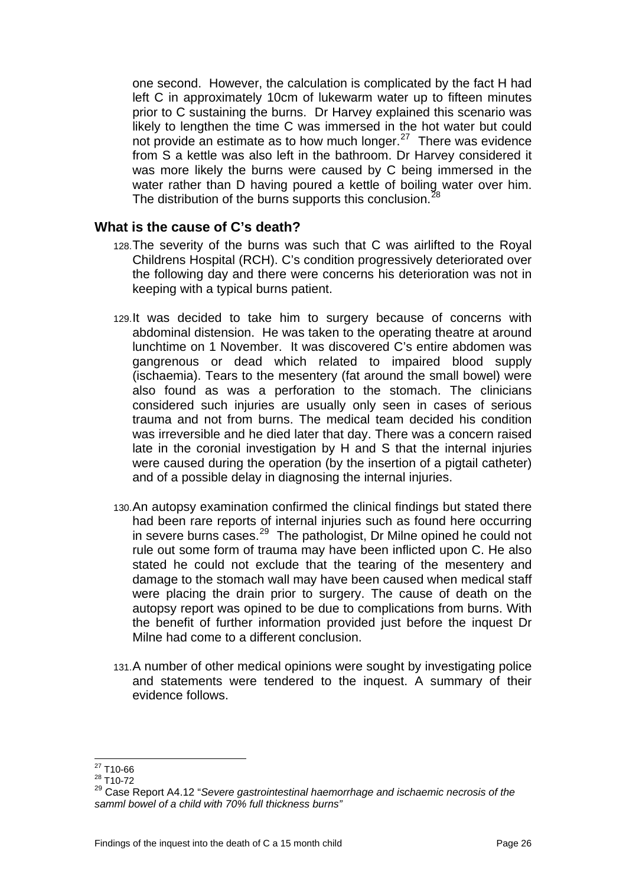one second. However, the calculation is complicated by the fact H had left C in approximately 10cm of lukewarm water up to fifteen minutes prior to C sustaining the burns. Dr Harvey explained this scenario was likely to lengthen the time C was immersed in the hot water but could not provide an estimate as to how much longer.[27] There was evidence from S a kettle was also left in the bathroom. Dr Harvey considered it was more likely the burns were caused by C being immersed in the water rather than D having poured a kettle of boiling water over him. The distribution of the burns supports this conclusion.[28]

### What is the cause of C's death?

128. The severity of the burns was such that C was airlifted to the Royal Childrens Hospital (RCH). C's condition progressively deteriorated over the following day and there were concerns his deterioration was not in keeping with a typical burns patient.

129. It was decided to take him to surgery because of concerns with abdominal distension. He was taken to the operating theatre at around lunchtime on 1 November. It was discovered C's entire abdomen was gangrenous or dead which related to impaired blood supply (ischaemia). Tears to the mesentery (fat around the small bowel) were also found as was a perforation to the stomach. The clinicians considered such injuries are usually only seen in cases of serious trauma and not from burns. The medical team decided his condition was irreversible and he died later that day. There was a concern raised late in the coronial investigation by H and S that the internal injuries were caused during the operation (by the insertion of a pigtail catheter) and of a possible delay in diagnosing the internal injuries.

130. An autopsy examination confirmed the clinical findings but stated there had been rare reports of internal injuries such as found here occurring in severe burns cases.[29] The pathologist, Dr Milne opined he could not rule out some form of trauma may have been inflicted upon C. He also stated he could not exclude that the tearing of the mesentery and damage to the stomach wall may have been caused when medical staff were placing the drain prior to surgery. The cause of death on the autopsy report was opined to be due to complications from burns. With the benefit of further information provided just before the inquest Dr Milne had come to a different conclusion.

131. A number of other medical opinions were sought by investigating police and statements were tendered to the inquest. A summary of their evidence follows.

---

[27] T10-66

[28] T10-72

[29] Case Report A4.12 "*Severe gastrointestinal haemorrhage and ischaemic necrosis of the samml bowel of a child with 70% full thickness burns*"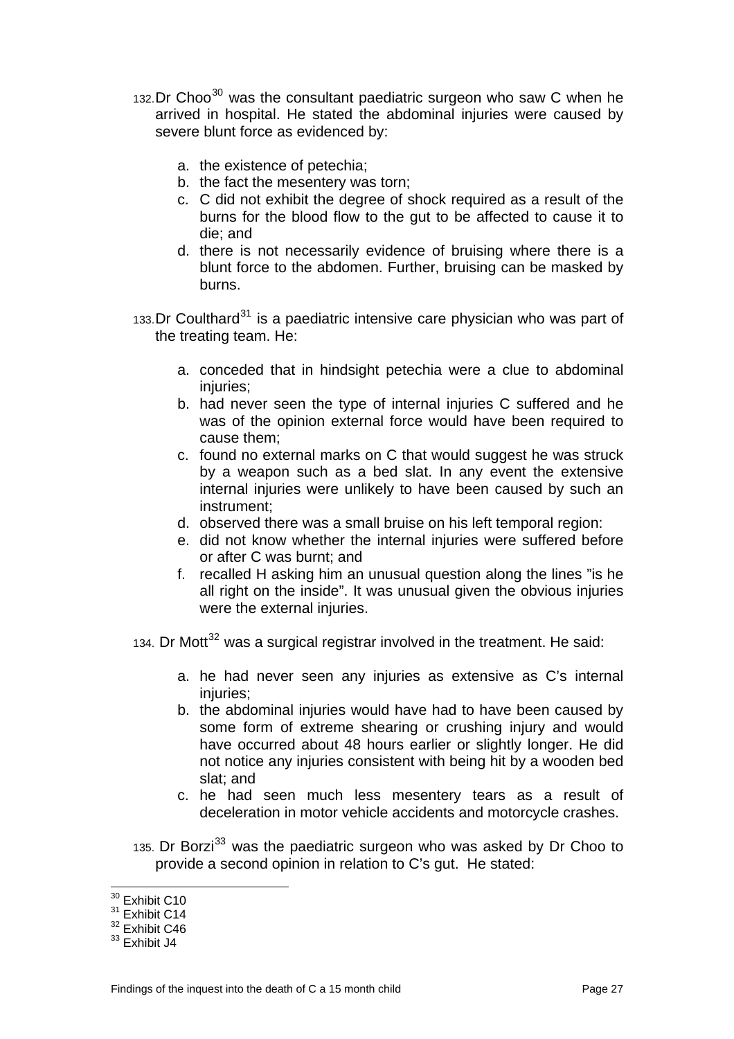132. Dr Choo[30] was the consultant paediatric surgeon who saw C when he arrived in hospital. He stated the abdominal injuries were caused by severe blunt force as evidenced by:

   a. the existence of petechia;
   b. the fact the mesentery was torn;
   c. C did not exhibit the degree of shock required as a result of the burns for the blood flow to the gut to be affected to cause it to die; and
   d. there is not necessarily evidence of bruising where there is a blunt force to the abdomen. Further, bruising can be masked by burns.

133. Dr Coulthard[31] is a paediatric intensive care physician who was part of the treating team. He:

   a. conceded that in hindsight petechia were a clue to abdominal injuries;
   b. had never seen the type of internal injuries C suffered and he was of the opinion external force would have been required to cause them;
   c. found no external marks on C that would suggest he was struck by a weapon such as a bed slat. In any event the extensive internal injuries were unlikely to have been caused by such an instrument;
   d. observed there was a small bruise on his left temporal region:
   e. did not know whether the internal injuries were suffered before or after C was burnt; and
   f. recalled H asking him an unusual question along the lines "is he all right on the inside". It was unusual given the obvious injuries were the external injuries.

134. Dr Mott[32] was a surgical registrar involved in the treatment. He said:

   a. he had never seen any injuries as extensive as C's internal injuries;
   b. the abdominal injuries would have had to have been caused by some form of extreme shearing or crushing injury and would have occurred about 48 hours earlier or slightly longer. He did not notice any injuries consistent with being hit by a wooden bed slat; and
   c. he had seen much less mesentery tears as a result of deceleration in motor vehicle accidents and motorcycle crashes.

135. Dr Borzi[33] was the paediatric surgeon who was asked by Dr Choo to provide a second opinion in relation to C's gut. He stated:

---

[30] Exhibit C10
[31] Exhibit C14
[32] Exhibit C46
[33] Exhibit J4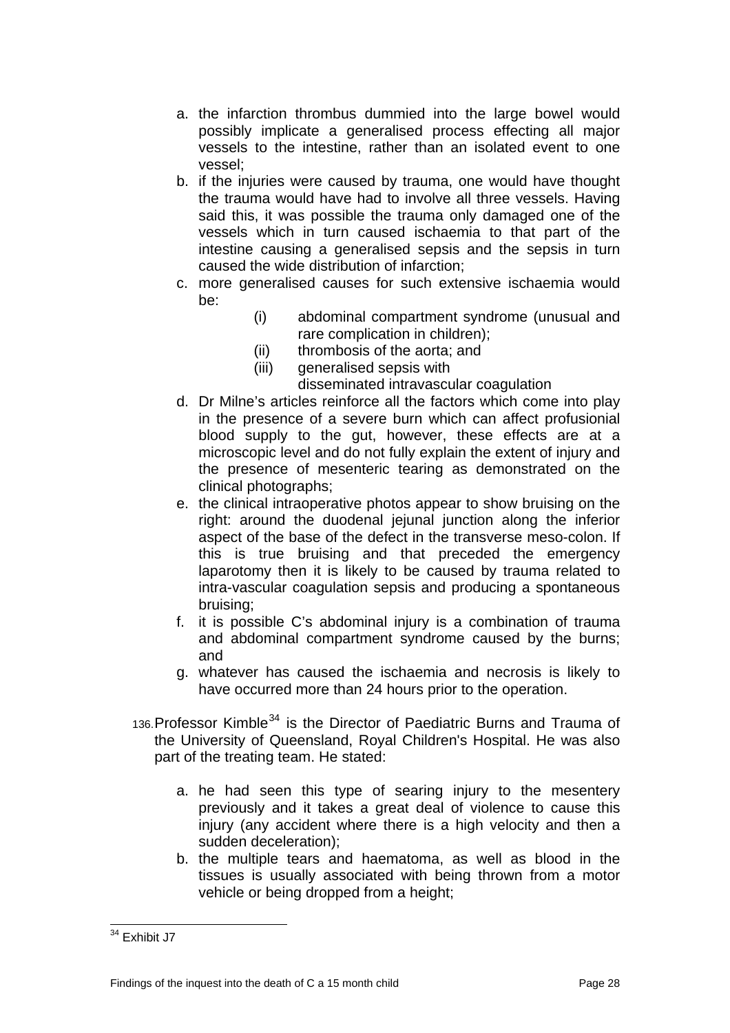a. the infarction thrombus dummied into the large bowel would possibly implicate a generalised process effecting all major vessels to the intestine, rather than an isolated event to one vessel;
b. if the injuries were caused by trauma, one would have thought the trauma would have had to involve all three vessels. Having said this, it was possible the trauma only damaged one of the vessels which in turn caused ischaemia to that part of the intestine causing a generalised sepsis and the sepsis in turn caused the wide distribution of infarction;
c. more generalised causes for such extensive ischaemia would be:
   - (i) abdominal compartment syndrome (unusual and rare complication in children);
   - (ii) thrombosis of the aorta; and
   - (iii) generalised sepsis with disseminated intravascular coagulation
d. Dr Milne's articles reinforce all the factors which come into play in the presence of a severe burn which can affect profusionial blood supply to the gut, however, these effects are at a microscopic level and do not fully explain the extent of injury and the presence of mesenteric tearing as demonstrated on the clinical photographs;
e. the clinical intraoperative photos appear to show bruising on the right: around the duodenal jejunal junction along the inferior aspect of the base of the defect in the transverse meso-colon. If this is true bruising and that preceded the emergency laparotomy then it is likely to be caused by trauma related to intra-vascular coagulation sepsis and producing a spontaneous bruising;
f. it is possible C's abdominal injury is a combination of trauma and abdominal compartment syndrome caused by the burns; and
g. whatever has caused the ischaemia and necrosis is likely to have occurred more than 24 hours prior to the operation.

136. Professor Kimble[34] is the Director of Paediatric Burns and Trauma of the University of Queensland, Royal Children's Hospital. He was also part of the treating team. He stated:

a. he had seen this type of searing injury to the mesentery previously and it takes a great deal of violence to cause this injury (any accident where there is a high velocity and then a sudden deceleration);
b. the multiple tears and haematoma, as well as blood in the tissues is usually associated with being thrown from a motor vehicle or being dropped from a height;

[34] Exhibit J7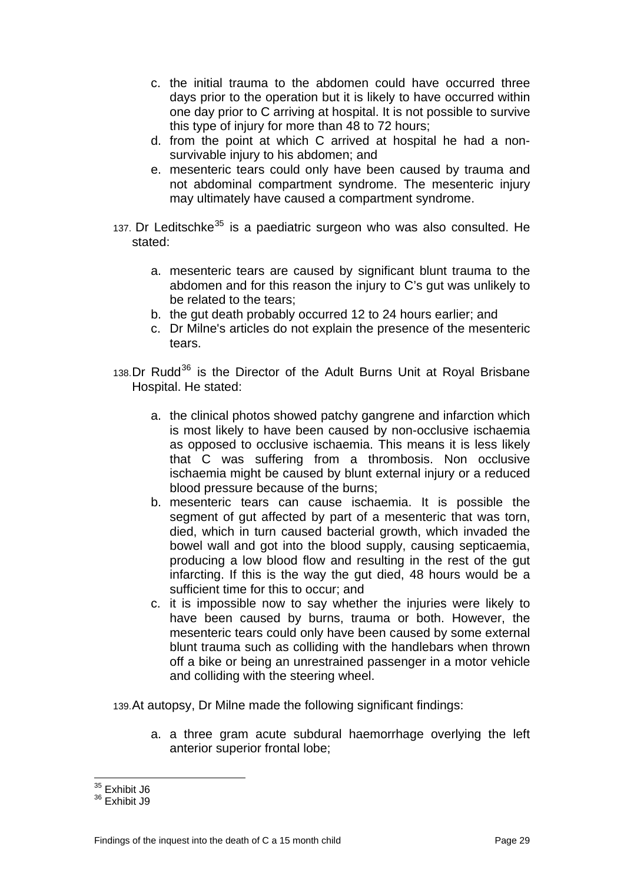c. the initial trauma to the abdomen could have occurred three days prior to the operation but it is likely to have occurred within one day prior to C arriving at hospital. It is not possible to survive this type of injury for more than 48 to 72 hours;
d. from the point at which C arrived at hospital he had a non-survivable injury to his abdomen; and
e. mesenteric tears could only have been caused by trauma and not abdominal compartment syndrome. The mesenteric injury may ultimately have caused a compartment syndrome.

137. Dr Leditschke[35] is a paediatric surgeon who was also consulted. He stated:

a. mesenteric tears are caused by significant blunt trauma to the abdomen and for this reason the injury to C's gut was unlikely to be related to the tears;
b. the gut death probably occurred 12 to 24 hours earlier; and
c. Dr Milne's articles do not explain the presence of the mesenteric tears.

138. Dr Rudd[36] is the Director of the Adult Burns Unit at Royal Brisbane Hospital. He stated:

a. the clinical photos showed patchy gangrene and infarction which is most likely to have been caused by non-occlusive ischaemia as opposed to occlusive ischaemia. This means it is less likely that C was suffering from a thrombosis. Non occlusive ischaemia might be caused by blunt external injury or a reduced blood pressure because of the burns;
b. mesenteric tears can cause ischaemia. It is possible the segment of gut affected by part of a mesenteric that was torn, died, which in turn caused bacterial growth, which invaded the bowel wall and got into the blood supply, causing septicaemia, producing a low blood flow and resulting in the rest of the gut infarcting. If this is the way the gut died, 48 hours would be a sufficient time for this to occur; and
c. it is impossible now to say whether the injuries were likely to have been caused by burns, trauma or both. However, the mesenteric tears could only have been caused by some external blunt trauma such as colliding with the handlebars when thrown off a bike or being an unrestrained passenger in a motor vehicle and colliding with the steering wheel.

139. At autopsy, Dr Milne made the following significant findings:

a. a three gram acute subdural haemorrhage overlying the left anterior superior frontal lobe;

---

[35] Exhibit J6

[36] Exhibit J9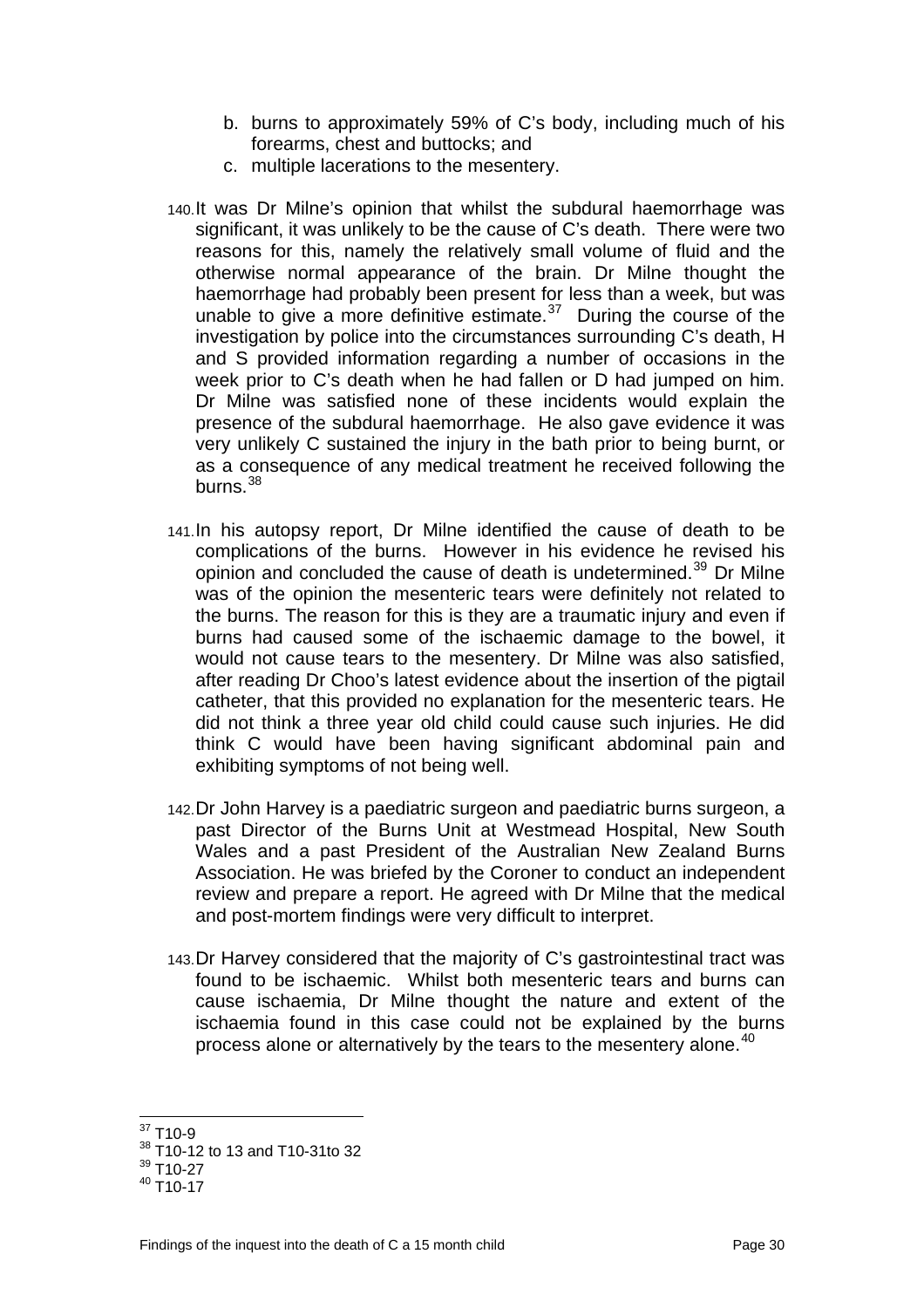b. burns to approximately 59% of C's body, including much of his forearms, chest and buttocks; and
c. multiple lacerations to the mesentery.

140. It was Dr Milne's opinion that whilst the subdural haemorrhage was significant, it was unlikely to be the cause of C's death. There were two reasons for this, namely the relatively small volume of fluid and the otherwise normal appearance of the brain. Dr Milne thought the haemorrhage had probably been present for less than a week, but was unable to give a more definitive estimate.[37] During the course of the investigation by police into the circumstances surrounding C's death, H and S provided information regarding a number of occasions in the week prior to C's death when he had fallen or D had jumped on him. Dr Milne was satisfied none of these incidents would explain the presence of the subdural haemorrhage. He also gave evidence it was very unlikely C sustained the injury in the bath prior to being burnt, or as a consequence of any medical treatment he received following the burns.[38]

141. In his autopsy report, Dr Milne identified the cause of death to be complications of the burns. However in his evidence he revised his opinion and concluded the cause of death is undetermined.[39] Dr Milne was of the opinion the mesenteric tears were definitely not related to the burns. The reason for this is they are a traumatic injury and even if burns had caused some of the ischaemic damage to the bowel, it would not cause tears to the mesentery. Dr Milne was also satisfied, after reading Dr Choo's latest evidence about the insertion of the pigtail catheter, that this provided no explanation for the mesenteric tears. He did not think a three year old child could cause such injuries. He did think C would have been having significant abdominal pain and exhibiting symptoms of not being well.

142. Dr John Harvey is a paediatric surgeon and paediatric burns surgeon, a past Director of the Burns Unit at Westmead Hospital, New South Wales and a past President of the Australian New Zealand Burns Association. He was briefed by the Coroner to conduct an independent review and prepare a report. He agreed with Dr Milne that the medical and post-mortem findings were very difficult to interpret.

143. Dr Harvey considered that the majority of C's gastrointestinal tract was found to be ischaemic. Whilst both mesenteric tears and burns can cause ischaemia, Dr Milne thought the nature and extent of the ischaemia found in this case could not be explained by the burns process alone or alternatively by the tears to the mesentery alone.[40]

---

[37] T10-9
[38] T10-12 to 13 and T10-31to 32
[39] T10-27
[40] T10-17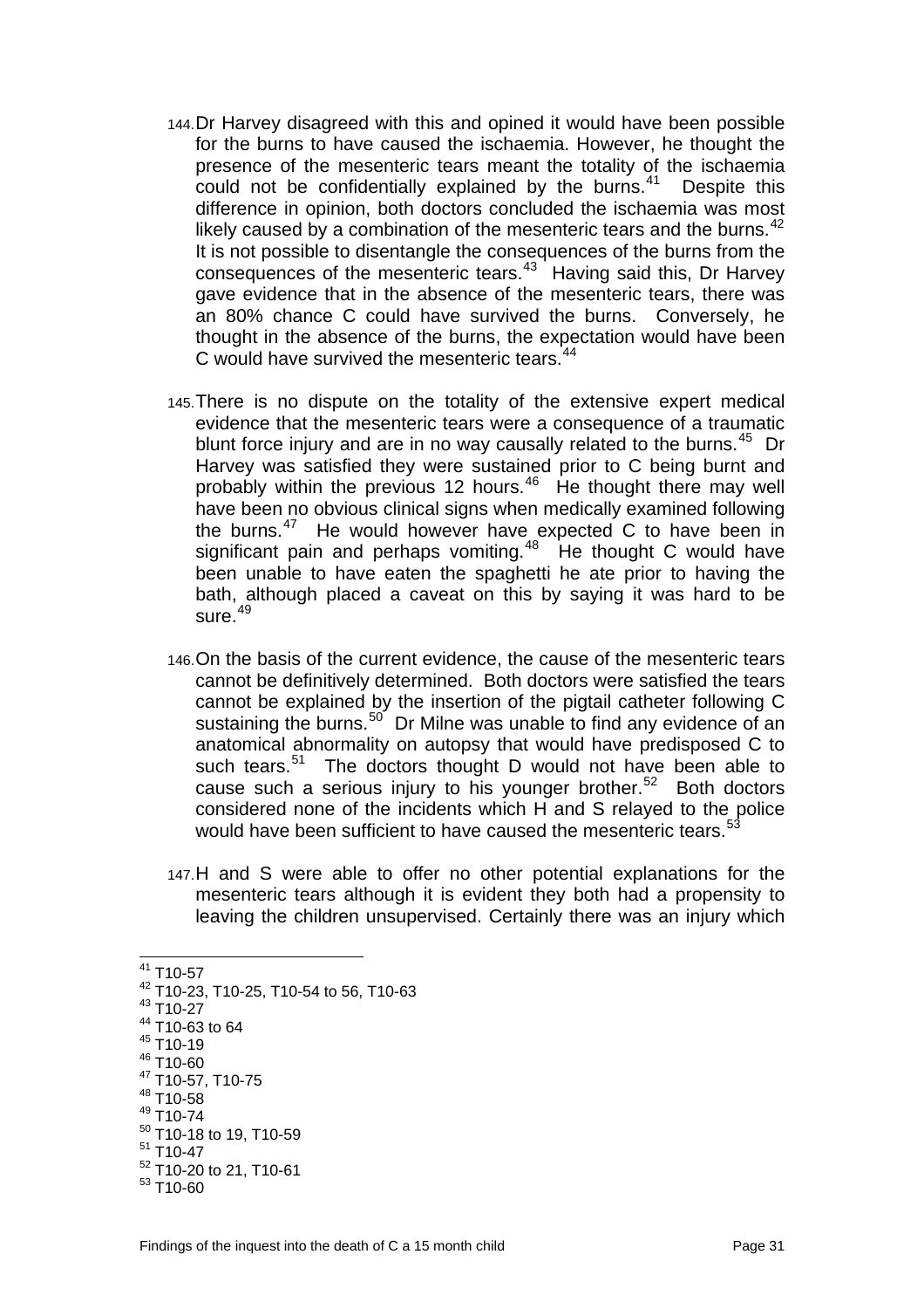144. Dr Harvey disagreed with this and opined it would have been possible for the burns to have caused the ischaemia. However, he thought the presence of the mesenteric tears meant the totality of the ischaemia could not be confidentially explained by the burns.[41] Despite this difference in opinion, both doctors concluded the ischaemia was most likely caused by a combination of the mesenteric tears and the burns.[42] It is not possible to disentangle the consequences of the burns from the consequences of the mesenteric tears.[43] Having said this, Dr Harvey gave evidence that in the absence of the mesenteric tears, there was an 80% chance C could have survived the burns. Conversely, he thought in the absence of the burns, the expectation would have been C would have survived the mesenteric tears.[44]

145. There is no dispute on the totality of the extensive expert medical evidence that the mesenteric tears were a consequence of a traumatic blunt force injury and are in no way causally related to the burns.[45] Dr Harvey was satisfied they were sustained prior to C being burnt and probably within the previous 12 hours.[46] He thought there may well have been no obvious clinical signs when medically examined following the burns.[47] He would however have expected C to have been in significant pain and perhaps vomiting.[48] He thought C would have been unable to have eaten the spaghetti he ate prior to having the bath, although placed a caveat on this by saying it was hard to be sure.[49]

146. On the basis of the current evidence, the cause of the mesenteric tears cannot be definitively determined. Both doctors were satisfied the tears cannot be explained by the insertion of the pigtail catheter following C sustaining the burns.[50] Dr Milne was unable to find any evidence of an anatomical abnormality on autopsy that would have predisposed C to such tears.[51] The doctors thought D would not have been able to cause such a serious injury to his younger brother.[52] Both doctors considered none of the incidents which H and S relayed to the police would have been sufficient to have caused the mesenteric tears.[53]

147. H and S were able to offer no other potential explanations for the mesenteric tears although it is evident they both had a propensity to leaving the children unsupervised. Certainly there was an injury which

---

[41] T10-57
[42] T10-23, T10-25, T10-54 to 56, T10-63
[43] T10-27
[44] T10-63 to 64
[45] T10-19
[46] T10-60
[47] T10-57, T10-75
[48] T10-58
[49] T10-74
[50] T10-18 to 19, T10-59
[51] T10-47
[52] T10-20 to 21, T10-61
[53] T10-60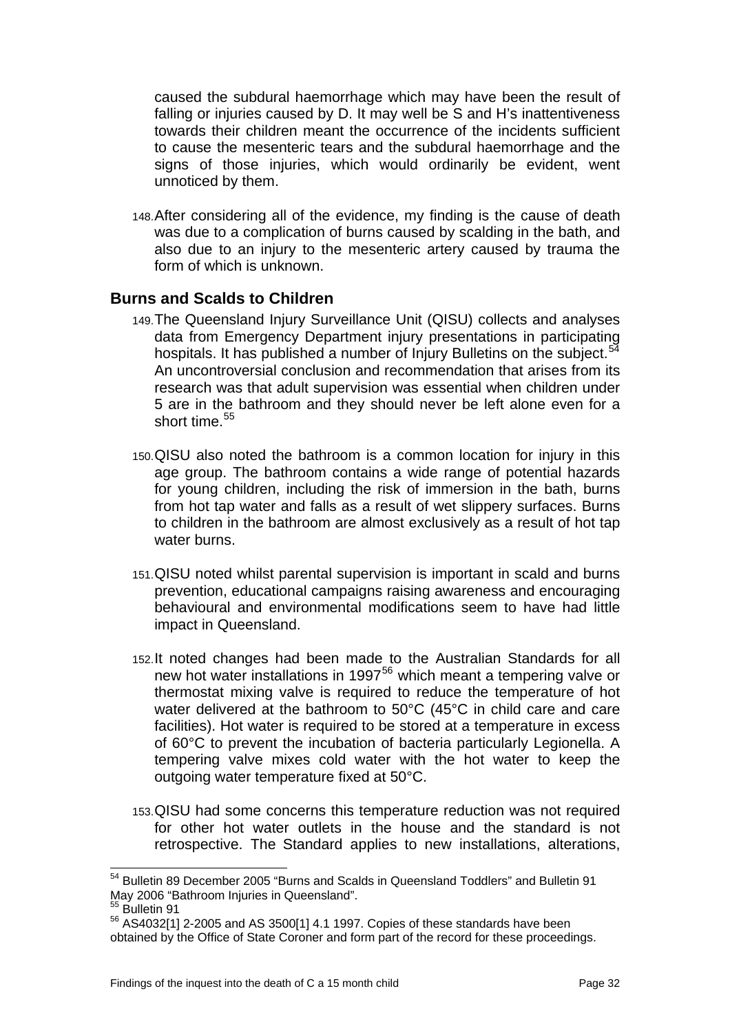caused the subdural haemorrhage which may have been the result of falling or injuries caused by D. It may well be S and H's inattentiveness towards their children meant the occurrence of the incidents sufficient to cause the mesenteric tears and the subdural haemorrhage and the signs of those injuries, which would ordinarily be evident, went unnoticed by them.

148. After considering all of the evidence, my finding is the cause of death was due to a complication of burns caused by scalding in the bath, and also due to an injury to the mesenteric artery caused by trauma the form of which is unknown.

## Burns and Scalds to Children

149. The Queensland Injury Surveillance Unit (QISU) collects and analyses data from Emergency Department injury presentations in participating hospitals. It has published a number of Injury Bulletins on the subject.[54] An uncontroversial conclusion and recommendation that arises from its research was that adult supervision was essential when children under 5 are in the bathroom and they should never be left alone even for a short time.[55]

150. QISU also noted the bathroom is a common location for injury in this age group. The bathroom contains a wide range of potential hazards for young children, including the risk of immersion in the bath, burns from hot tap water and falls as a result of wet slippery surfaces. Burns to children in the bathroom are almost exclusively as a result of hot tap water burns.

151. QISU noted whilst parental supervision is important in scald and burns prevention, educational campaigns raising awareness and encouraging behavioural and environmental modifications seem to have had little impact in Queensland.

152. It noted changes had been made to the Australian Standards for all new hot water installations in 1997[56] which meant a tempering valve or thermostat mixing valve is required to reduce the temperature of hot water delivered at the bathroom to 50°C (45°C in child care and care facilities). Hot water is required to be stored at a temperature in excess of 60°C to prevent the incubation of bacteria particularly Legionella. A tempering valve mixes cold water with the hot water to keep the outgoing water temperature fixed at 50°C.

153. QISU had some concerns this temperature reduction was not required for other hot water outlets in the house and the standard is not retrospective. The Standard applies to new installations, alterations,

---

[54] Bulletin 89 December 2005 "Burns and Scalds in Queensland Toddlers" and Bulletin 91 May 2006 "Bathroom Injuries in Queensland".

[55] Bulletin 91

[56] AS4032[1] 2-2005 and AS 3500[1] 4.1 1997. Copies of these standards have been obtained by the Office of State Coroner and form part of the record for these proceedings.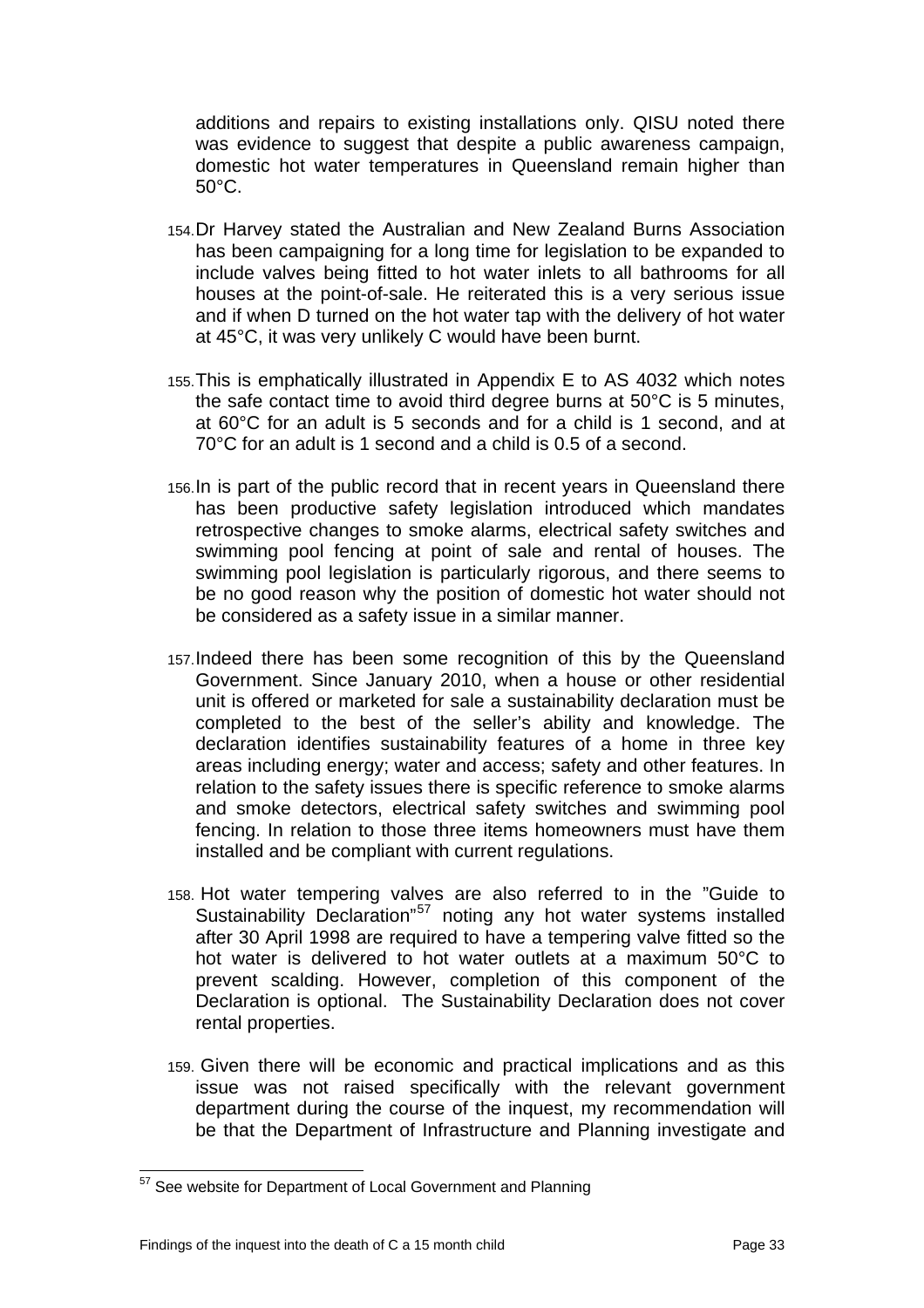additions and repairs to existing installations only. QISU noted there was evidence to suggest that despite a public awareness campaign, domestic hot water temperatures in Queensland remain higher than 50°C.

154. Dr Harvey stated the Australian and New Zealand Burns Association has been campaigning for a long time for legislation to be expanded to include valves being fitted to hot water inlets to all bathrooms for all houses at the point-of-sale. He reiterated this is a very serious issue and if when D turned on the hot water tap with the delivery of hot water at 45°C, it was very unlikely C would have been burnt.

155. This is emphatically illustrated in Appendix E to AS 4032 which notes the safe contact time to avoid third degree burns at 50°C is 5 minutes, at 60°C for an adult is 5 seconds and for a child is 1 second, and at 70°C for an adult is 1 second and a child is 0.5 of a second.

156. In is part of the public record that in recent years in Queensland there has been productive safety legislation introduced which mandates retrospective changes to smoke alarms, electrical safety switches and swimming pool fencing at point of sale and rental of houses. The swimming pool legislation is particularly rigorous, and there seems to be no good reason why the position of domestic hot water should not be considered as a safety issue in a similar manner.

157. Indeed there has been some recognition of this by the Queensland Government. Since January 2010, when a house or other residential unit is offered or marketed for sale a sustainability declaration must be completed to the best of the seller's ability and knowledge. The declaration identifies sustainability features of a home in three key areas including energy; water and access; safety and other features. In relation to the safety issues there is specific reference to smoke alarms and smoke detectors, electrical safety switches and swimming pool fencing. In relation to those three items homeowners must have them installed and be compliant with current regulations.

158. Hot water tempering valves are also referred to in the "Guide to Sustainability Declaration"[57] noting any hot water systems installed after 30 April 1998 are required to have a tempering valve fitted so the hot water is delivered to hot water outlets at a maximum 50°C to prevent scalding. However, completion of this component of the Declaration is optional. The Sustainability Declaration does not cover rental properties.

159. Given there will be economic and practical implications and as this issue was not raised specifically with the relevant government department during the course of the inquest, my recommendation will be that the Department of Infrastructure and Planning investigate and

---

[57] See website for Department of Local Government and Planning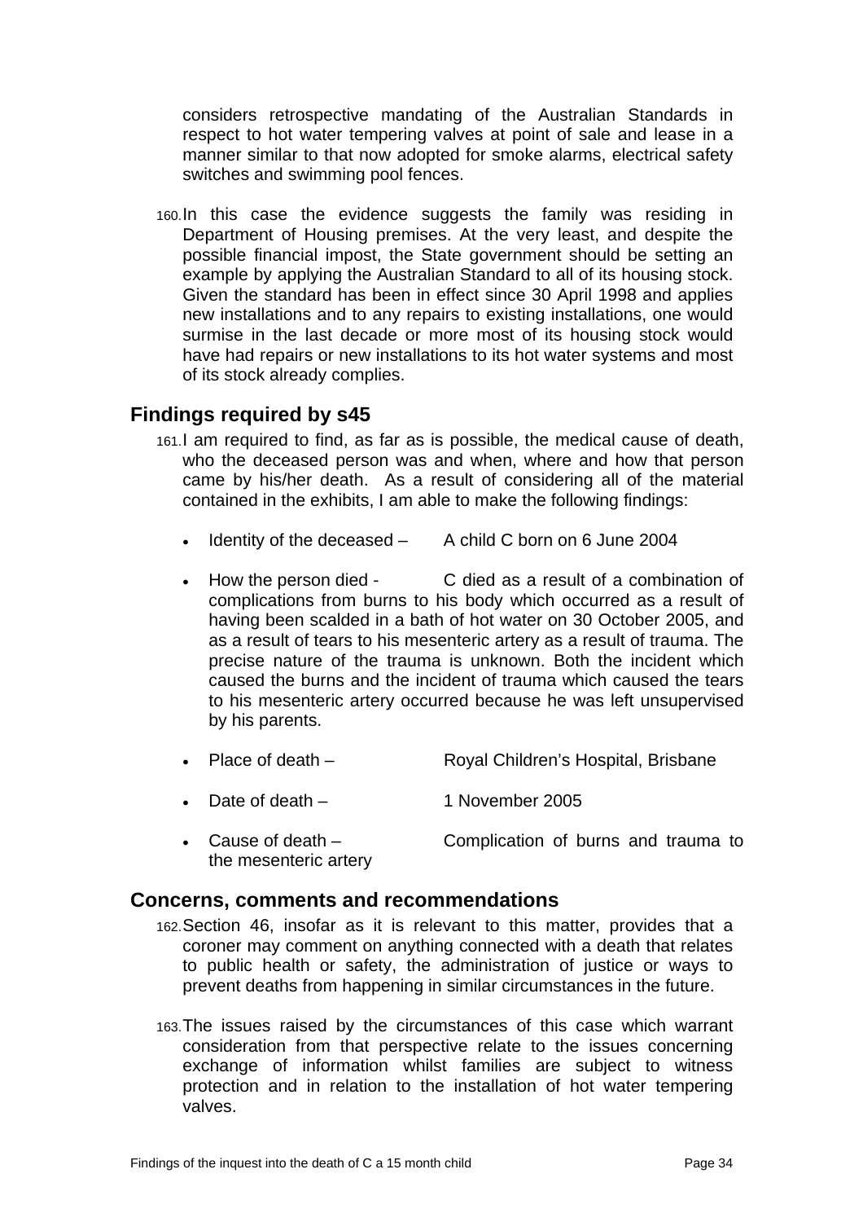considers retrospective mandating of the Australian Standards in respect to hot water tempering valves at point of sale and lease in a manner similar to that now adopted for smoke alarms, electrical safety switches and swimming pool fences.

160. In this case the evidence suggests the family was residing in Department of Housing premises. At the very least, and despite the possible financial impost, the State government should be setting an example by applying the Australian Standard to all of its housing stock. Given the standard has been in effect since 30 April 1998 and applies new installations and to any repairs to existing installations, one would surmise in the last decade or more most of its housing stock would have had repairs or new installations to its hot water systems and most of its stock already complies.

## Findings required by s45

161. I am required to find, as far as is possible, the medical cause of death, who the deceased person was and when, where and how that person came by his/her death. As a result of considering all of the material contained in the exhibits, I am able to make the following findings:

- Identity of the deceased – A child C born on 6 June 2004
- How the person died - C died as a result of a combination of complications from burns to his body which occurred as a result of having been scalded in a bath of hot water on 30 October 2005, and as a result of tears to his mesenteric artery as a result of trauma. The precise nature of the trauma is unknown. Both the incident which caused the burns and the incident of trauma which caused the tears to his mesenteric artery occurred because he was left unsupervised by his parents.
- Place of death – Royal Children's Hospital, Brisbane
- Date of death – 1 November 2005
- Cause of death – Complication of burns and trauma to the mesenteric artery

## Concerns, comments and recommendations

162. Section 46, insofar as it is relevant to this matter, provides that a coroner may comment on anything connected with a death that relates to public health or safety, the administration of justice or ways to prevent deaths from happening in similar circumstances in the future.

163. The issues raised by the circumstances of this case which warrant consideration from that perspective relate to the issues concerning exchange of information whilst families are subject to witness protection and in relation to the installation of hot water tempering valves.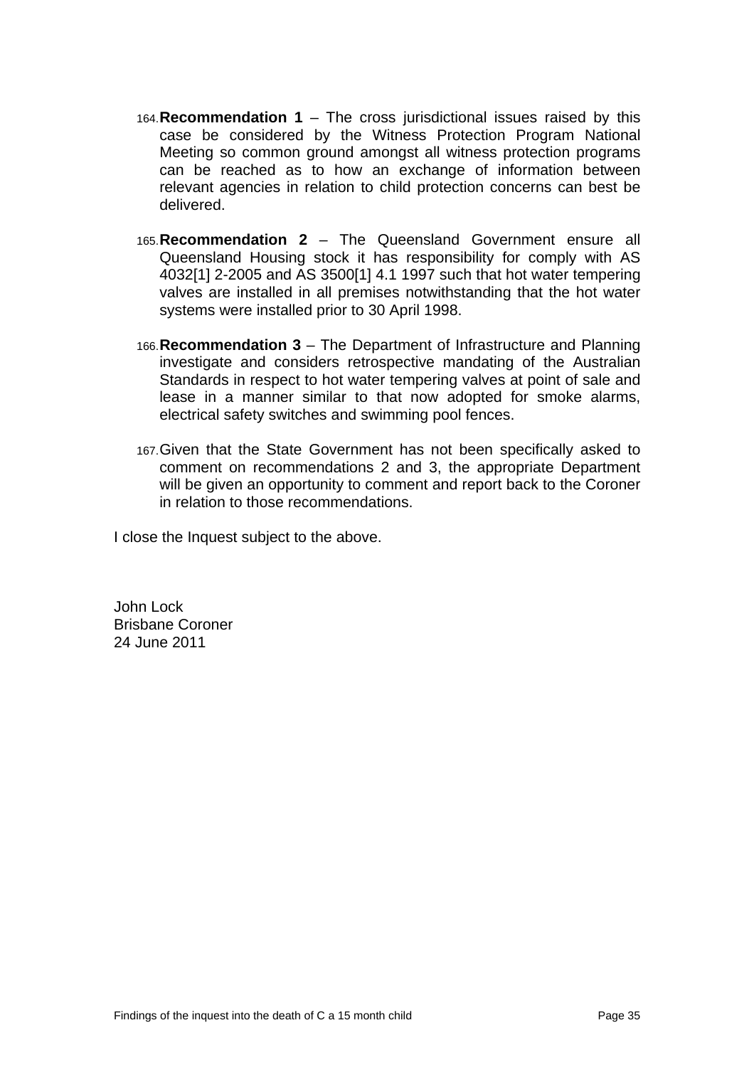164. **Recommendation 1** – The cross jurisdictional issues raised by this case be considered by the Witness Protection Program National Meeting so common ground amongst all witness protection programs can be reached as to how an exchange of information between relevant agencies in relation to child protection concerns can best be delivered.

165. **Recommendation 2** – The Queensland Government ensure all Queensland Housing stock it has responsibility for comply with AS 4032[1] 2-2005 and AS 3500[1] 4.1 1997 such that hot water tempering valves are installed in all premises notwithstanding that the hot water systems were installed prior to 30 April 1998.

166. **Recommendation 3** – The Department of Infrastructure and Planning investigate and considers retrospective mandating of the Australian Standards in respect to hot water tempering valves at point of sale and lease in a manner similar to that now adopted for smoke alarms, electrical safety switches and swimming pool fences.

167. Given that the State Government has not been specifically asked to comment on recommendations 2 and 3, the appropriate Department will be given an opportunity to comment and report back to the Coroner in relation to those recommendations.

I close the Inquest subject to the above.

John Lock
Brisbane Coroner
24 June 2011